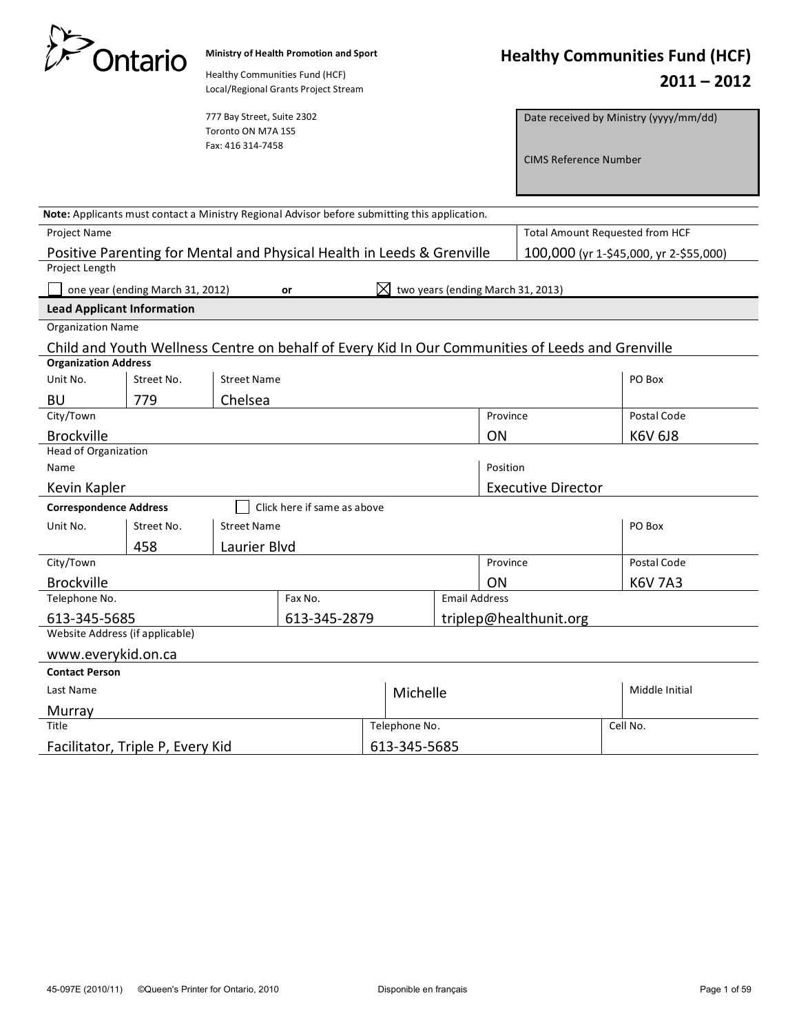**Ontario**

**Ministry of Health Promotion and Sport**

Healthy Communities Fund (HCF)
Local/Regional Grants Project Stream

777 Bay Street, Suite 2302
Toronto ON M7A 1S5
Fax: 416 314-7458

# Healthy Communities Fund (HCF) 2011 – 2012

| Date received by Ministry (yyyy/mm/dd) |
|---|
| CIMS Reference Number |

**Note:** Applicants must contact a Ministry Regional Advisor before submitting this application.

| Project Name | Total Amount Requested from HCF |
|---|---|
| Positive Parenting for Mental and Physical Health in Leeds & Grenville | 100,000 (yr 1-$45,000, yr 2-$55,000) |

**Project Length**

☐ one year (ending March 31, 2012) **or** ☒ two years (ending March 31, 2013)

## Lead Applicant Information

**Organization Name**

Child and Youth Wellness Centre on behalf of Every Kid In Our Communities of Leeds and Grenville

**Organization Address**

| Unit No. | Street No. | Street Name | PO Box |
|---|---|---|---|
| BU | 779 | Chelsea | |

| City/Town | Province | Postal Code |
|---|---|---|
| Brockville | ON | K6V 6J8 |

**Head of Organization**

| Name | Position |
|---|---|
| Kevin Kapler | Executive Director |

**Correspondence Address** ☐ Click here if same as above

| Unit No. | Street No. | Street Name | PO Box |
|---|---|---|---|
| | 458 | Laurier Blvd | |

| City/Town | Province | Postal Code |
|---|---|---|
| Brockville | ON | K6V 7A3 |

| Telephone No. | Fax No. | Email Address |
|---|---|---|
| 613-345-5685 | 613-345-2879 | triplep@healthunit.org |

**Website Address (if applicable)**

www.everykid.on.ca

**Contact Person**

| Last Name | First Name | Middle Initial |
|---|---|---|
| Murray | Michelle | |

| Title | Telephone No. | Cell No. |
|---|---|---|
| Facilitator, Triple P, Every Kid | 613-345-5685 | |

45-097E (2010/11) ©Queen's Printer for Ontario, 2010 Disponible en français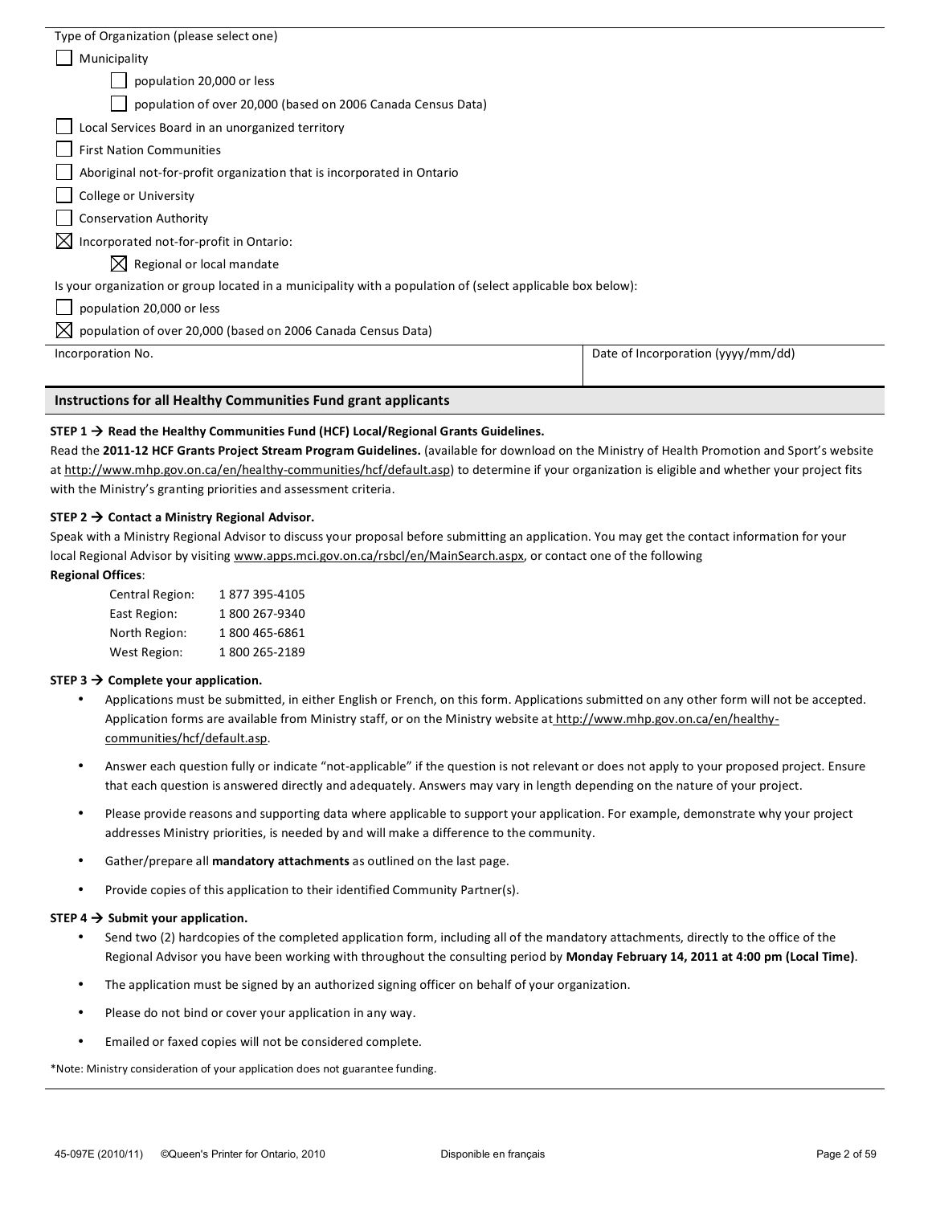Type of Organization (please select one)

- ☐ Municipality
  - ☐ population 20,000 or less
  - ☐ population of over 20,000 (based on 2006 Canada Census Data)
- ☐ Local Services Board in an unorganized territory
- ☐ First Nation Communities
- ☐ Aboriginal not-for-profit organization that is incorporated in Ontario
- ☐ College or University
- ☐ Conservation Authority
- ☒ Incorporated not-for-profit in Ontario:
  - ☒ Regional or local mandate

Is your organization or group located in a municipality with a population of (select applicable box below):

- ☐ population 20,000 or less
- ☒ population of over 20,000 (based on 2006 Canada Census Data)

| Incorporation No. | Date of Incorporation (yyyy/mm/dd) |
|---|---|
| | |

## Instructions for all Healthy Communities Fund grant applicants

**STEP 1 → Read the Healthy Communities Fund (HCF) Local/Regional Grants Guidelines.**

Read the **2011-12 HCF Grants Project Stream Program Guidelines.** (available for download on the Ministry of Health Promotion and Sport's website at http://www.mhp.gov.on.ca/en/healthy-communities/hcf/default.asp) to determine if your organization is eligible and whether your project fits with the Ministry's granting priorities and assessment criteria.

**STEP 2 → Contact a Ministry Regional Advisor.**

Speak with a Ministry Regional Advisor to discuss your proposal before submitting an application. You may get the contact information for your local Regional Advisor by visiting www.apps.mci.gov.on.ca/rsbcl/en/MainSearch.aspx, or contact one of the following

**Regional Offices**:

| | |
|---|---|
| Central Region: | 1 877 395-4105 |
| East Region: | 1 800 267-9340 |
| North Region: | 1 800 465-6861 |
| West Region: | 1 800 265-2189 |

**STEP 3 → Complete your application.**

- Applications must be submitted, in either English or French, on this form. Applications submitted on any other form will not be accepted. Application forms are available from Ministry staff, or on the Ministry website at http://www.mhp.gov.on.ca/en/healthy-communities/hcf/default.asp.
- Answer each question fully or indicate "not-applicable" if the question is not relevant or does not apply to your proposed project. Ensure that each question is answered directly and adequately. Answers may vary in length depending on the nature of your project.
- Please provide reasons and supporting data where applicable to support your application. For example, demonstrate why your project addresses Ministry priorities, is needed by and will make a difference to the community.
- Gather/prepare all **mandatory attachments** as outlined on the last page.
- Provide copies of this application to their identified Community Partner(s).

**STEP 4 → Submit your application.**

- Send two (2) hardcopies of the completed application form, including all of the mandatory attachments, directly to the office of the Regional Advisor you have been working with throughout the consulting period by **Monday February 14, 2011 at 4:00 pm (Local Time)**.
- The application must be signed by an authorized signing officer on behalf of your organization.
- Please do not bind or cover your application in any way.
- Emailed or faxed copies will not be considered complete.

*Note: Ministry consideration of your application does not guarantee funding.

45-097E (2010/11) ©Queen's Printer for Ontario, 2010 Disponible en français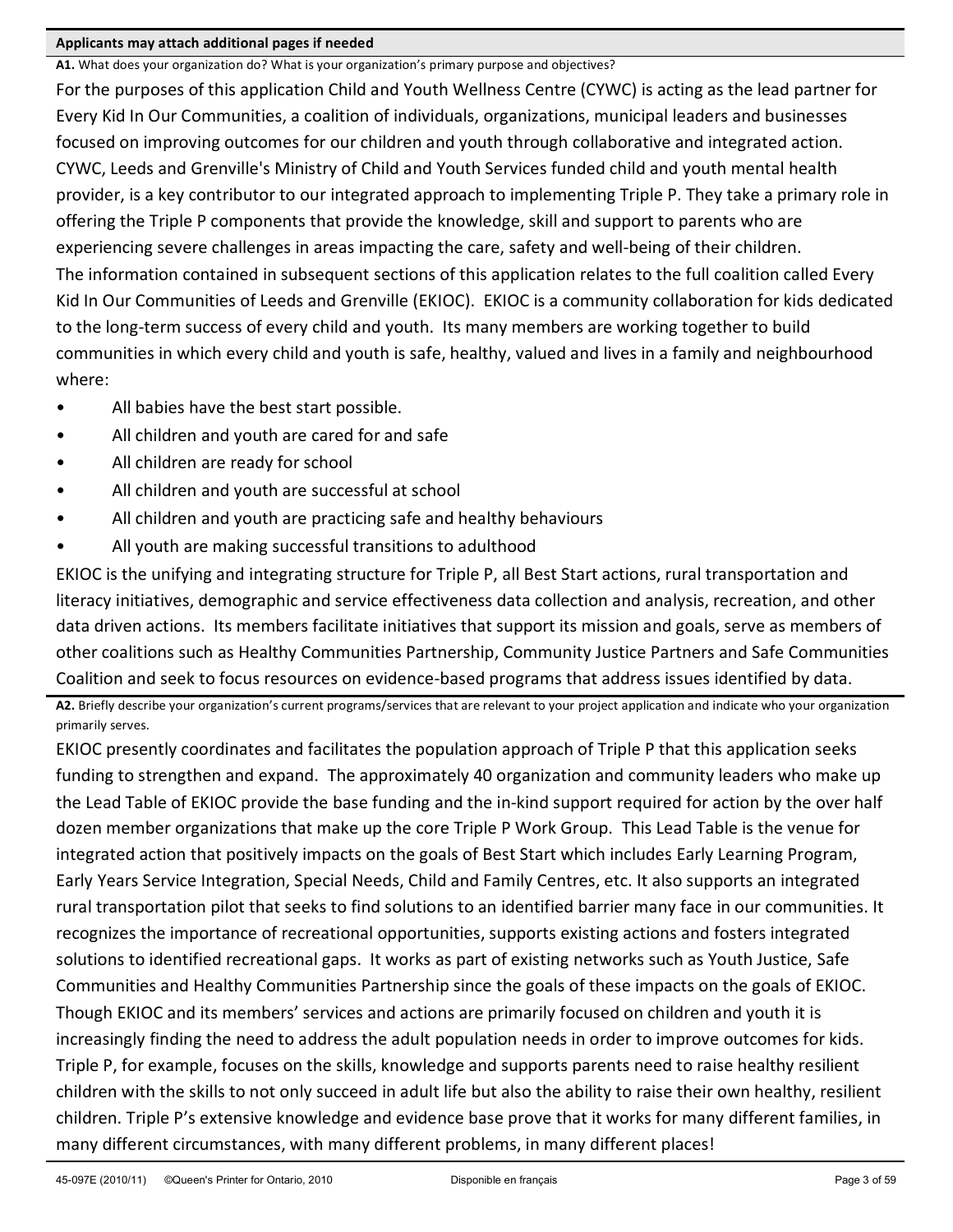**Applicants may attach additional pages if needed**

**A1.** What does your organization do? What is your organization's primary purpose and objectives?

For the purposes of this application Child and Youth Wellness Centre (CYWC) is acting as the lead partner for Every Kid In Our Communities, a coalition of individuals, organizations, municipal leaders and businesses focused on improving outcomes for our children and youth through collaborative and integrated action. CYWC, Leeds and Grenville's Ministry of Child and Youth Services funded child and youth mental health provider, is a key contributor to our integrated approach to implementing Triple P. They take a primary role in offering the Triple P components that provide the knowledge, skill and support to parents who are experiencing severe challenges in areas impacting the care, safety and well-being of their children.
The information contained in subsequent sections of this application relates to the full coalition called Every Kid In Our Communities of Leeds and Grenville (EKIOC). EKIOC is a community collaboration for kids dedicated to the long-term success of every child and youth. Its many members are working together to build communities in which every child and youth is safe, healthy, valued and lives in a family and neighbourhood where:

- All babies have the best start possible.
- All children and youth are cared for and safe
- All children are ready for school
- All children and youth are successful at school
- All children and youth are practicing safe and healthy behaviours
- All youth are making successful transitions to adulthood

EKIOC is the unifying and integrating structure for Triple P, all Best Start actions, rural transportation and literacy initiatives, demographic and service effectiveness data collection and analysis, recreation, and other data driven actions. Its members facilitate initiatives that support its mission and goals, serve as members of other coalitions such as Healthy Communities Partnership, Community Justice Partners and Safe Communities Coalition and seek to focus resources on evidence-based programs that address issues identified by data.

**A2.** Briefly describe your organization's current programs/services that are relevant to your project application and indicate who your organization primarily serves.

EKIOC presently coordinates and facilitates the population approach of Triple P that this application seeks funding to strengthen and expand. The approximately 40 organization and community leaders who make up the Lead Table of EKIOC provide the base funding and the in-kind support required for action by the over half dozen member organizations that make up the core Triple P Work Group. This Lead Table is the venue for integrated action that positively impacts on the goals of Best Start which includes Early Learning Program, Early Years Service Integration, Special Needs, Child and Family Centres, etc. It also supports an integrated rural transportation pilot that seeks to find solutions to an identified barrier many face in our communities. It recognizes the importance of recreational opportunities, supports existing actions and fosters integrated solutions to identified recreational gaps. It works as part of existing networks such as Youth Justice, Safe Communities and Healthy Communities Partnership since the goals of these impacts on the goals of EKIOC. Though EKIOC and its members' services and actions are primarily focused on children and youth it is increasingly finding the need to address the adult population needs in order to improve outcomes for kids. Triple P, for example, focuses on the skills, knowledge and supports parents need to raise healthy resilient children with the skills to not only succeed in adult life but also the ability to raise their own healthy, resilient children. Triple P's extensive knowledge and evidence base prove that it works for many different families, in many different circumstances, with many different problems, in many different places!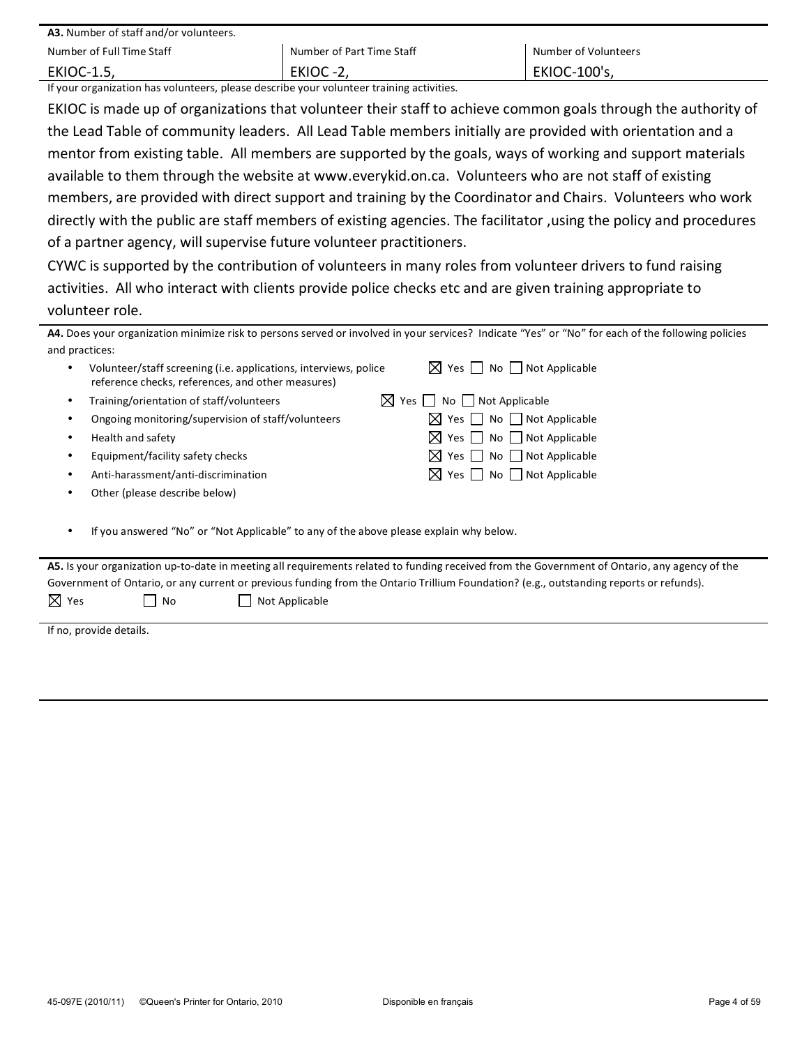**A3.** Number of staff and/or volunteers.

| Number of Full Time Staff | Number of Part Time Staff | Number of Volunteers |
|---|---|---|
| EKIOC-1.5, | EKIOC -2, | EKIOC-100's, |

If your organization has volunteers, please describe your volunteer training activities.

EKIOC is made up of organizations that volunteer their staff to achieve common goals through the authority of the Lead Table of community leaders. All Lead Table members initially are provided with orientation and a mentor from existing table. All members are supported by the goals, ways of working and support materials available to them through the website at www.everykid.on.ca. Volunteers who are not staff of existing members, are provided with direct support and training by the Coordinator and Chairs. Volunteers who work directly with the public are staff members of existing agencies. The facilitator ,using the policy and procedures of a partner agency, will supervise future volunteer practitioners.

CYWC is supported by the contribution of volunteers in many roles from volunteer drivers to fund raising activities. All who interact with clients provide police checks etc and are given training appropriate to volunteer role.

**A4.** Does your organization minimize risk to persons served or involved in your services? Indicate "Yes" or "No" for each of the following policies and practices:

- Volunteer/staff screening (i.e. applications, interviews, police reference checks, references, and other measures) — ☒ Yes ☐ No ☐ Not Applicable
- Training/orientation of staff/volunteers — ☒ Yes ☐ No ☐ Not Applicable
- Ongoing monitoring/supervision of staff/volunteers — ☒ Yes ☐ No ☐ Not Applicable
- Health and safety — ☒ Yes ☐ No ☐ Not Applicable
- Equipment/facility safety checks — ☒ Yes ☐ No ☐ Not Applicable
- Anti-harassment/anti-discrimination — ☒ Yes ☐ No ☐ Not Applicable
- Other (please describe below)
- If you answered "No" or "Not Applicable" to any of the above please explain why below.

**A5.** Is your organization up-to-date in meeting all requirements related to funding received from the Government of Ontario, any agency of the Government of Ontario, or any current or previous funding from the Ontario Trillium Foundation? (e.g., outstanding reports or refunds).

☒ Yes ☐ No ☐ Not Applicable

If no, provide details.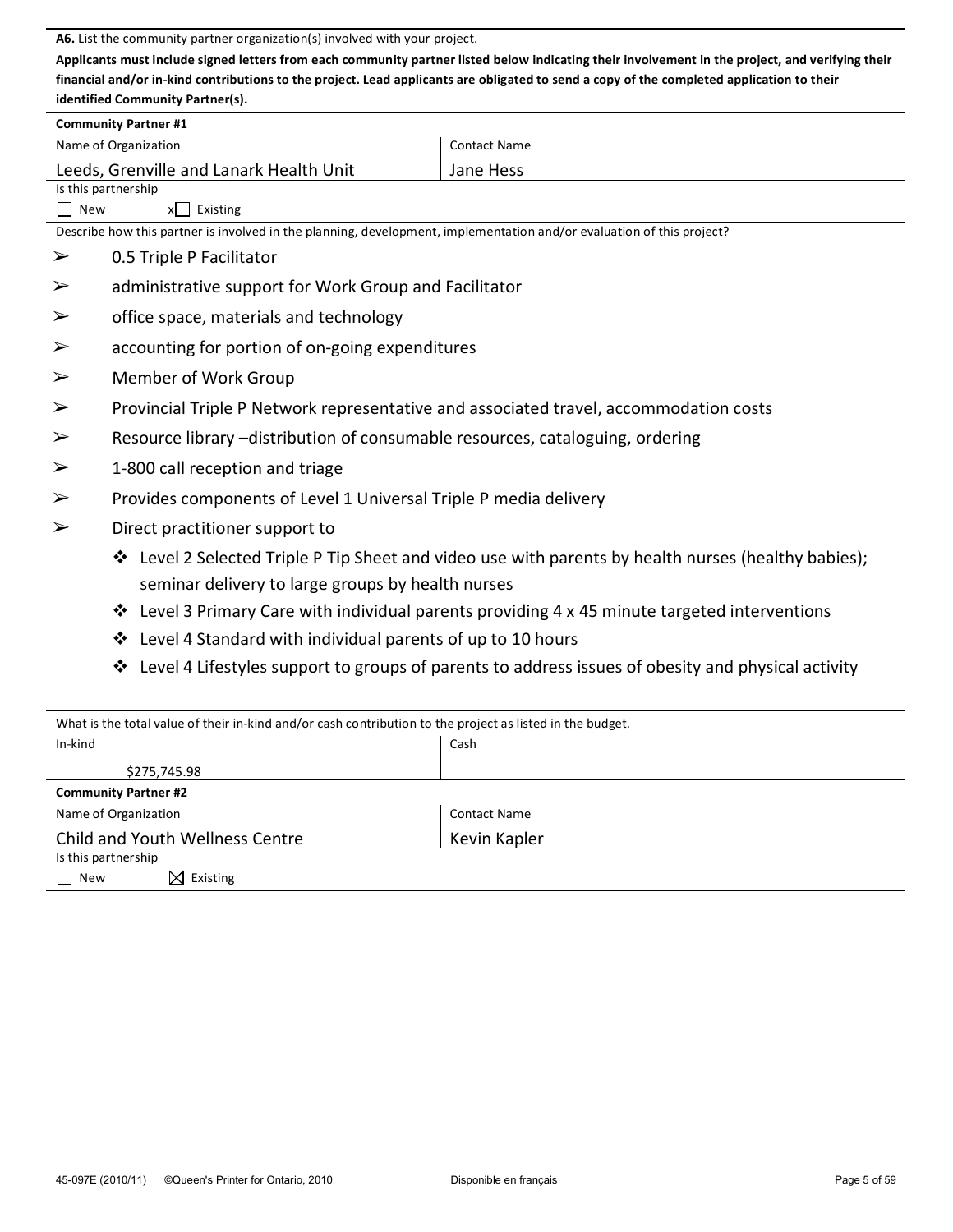**A6.** List the community partner organization(s) involved with your project.

**Applicants must include signed letters from each community partner listed below indicating their involvement in the project, and verifying their financial and/or in-kind contributions to the project. Lead applicants are obligated to send a copy of the completed application to their identified Community Partner(s).**

**Community Partner #1**

| Name of Organization | Contact Name |
|---|---|
| Leeds, Grenville and Lanark Health Unit | Jane Hess |

Is this partnership

☐ New x☐ Existing

Describe how this partner is involved in the planning, development, implementation and/or evaluation of this project?

- 0.5 Triple P Facilitator
- administrative support for Work Group and Facilitator
- office space, materials and technology
- accounting for portion of on-going expenditures
- Member of Work Group
- Provincial Triple P Network representative and associated travel, accommodation costs
- Resource library –distribution of consumable resources, cataloguing, ordering
- 1-800 call reception and triage
- Provides components of Level 1 Universal Triple P media delivery
- Direct practitioner support to
  - Level 2 Selected Triple P Tip Sheet and video use with parents by health nurses (healthy babies); seminar delivery to large groups by health nurses
  - Level 3 Primary Care with individual parents providing 4 x 45 minute targeted interventions
  - Level 4 Standard with individual parents of up to 10 hours
  - Level 4 Lifestyles support to groups of parents to address issues of obesity and physical activity

What is the total value of their in-kind and/or cash contribution to the project as listed in the budget.

| In-kind | Cash |
|---|---|
| $275,745.98 | |

**Community Partner #2**

| Name of Organization | Contact Name |
|---|---|
| Child and Youth Wellness Centre | Kevin Kapler |

Is this partnership

☐ New ☒ Existing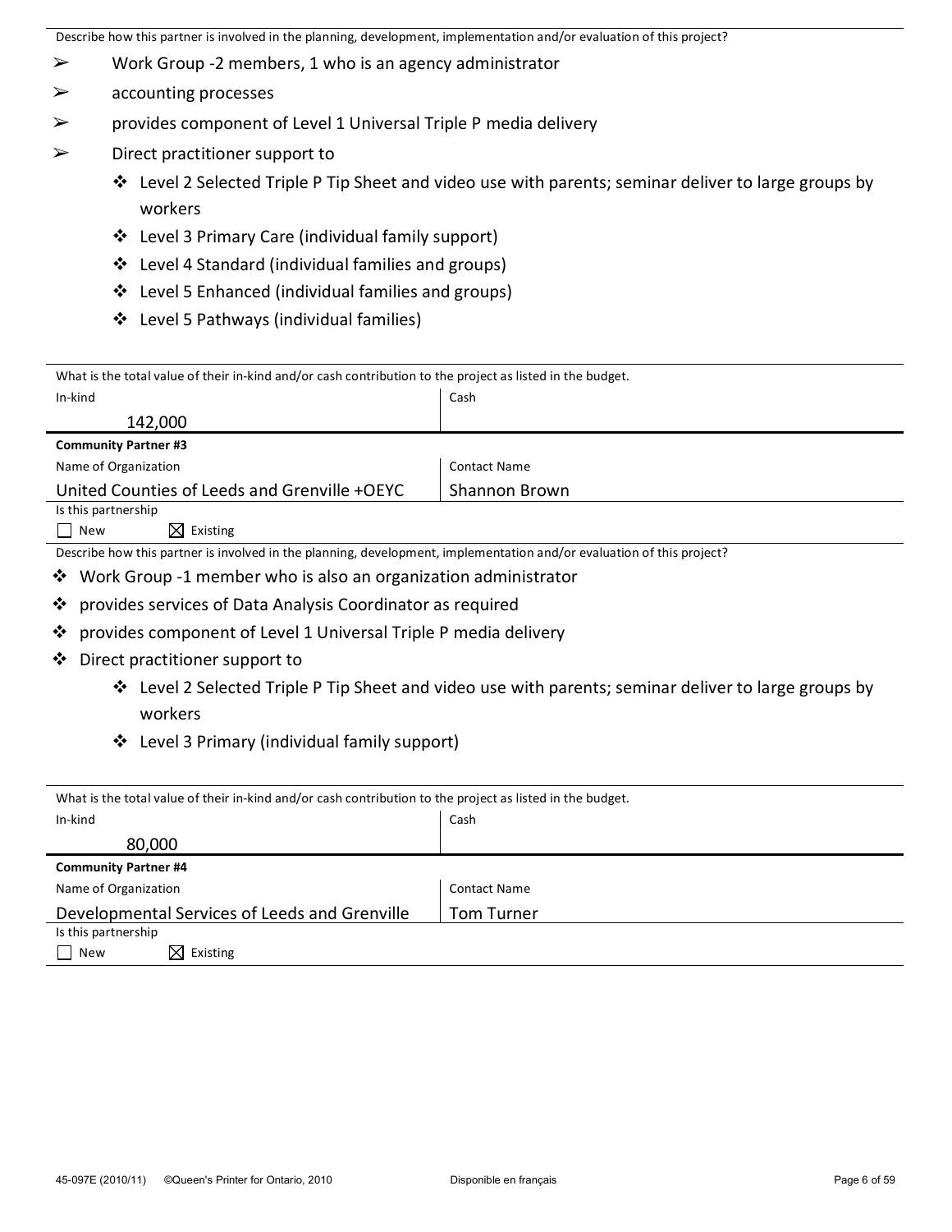Describe how this partner is involved in the planning, development, implementation and/or evaluation of this project?

- ➢ Work Group -2 members, 1 who is an agency administrator
- ➢ accounting processes
- ➢ provides component of Level 1 Universal Triple P media delivery
- ➢ Direct practitioner support to
  - ❖ Level 2 Selected Triple P Tip Sheet and video use with parents; seminar deliver to large groups by workers
  - ❖ Level 3 Primary Care (individual family support)
  - ❖ Level 4 Standard (individual families and groups)
  - ❖ Level 5 Enhanced (individual families and groups)
  - ❖ Level 5 Pathways (individual families)

What is the total value of their in-kind and/or cash contribution to the project as listed in the budget.

| In-kind | Cash |
|---|---|
| 142,000 | |

**Community Partner #3**

| Name of Organization | Contact Name |
|---|---|
| United Counties of Leeds and Grenville +OEYC | Shannon Brown |

Is this partnership

☐ New ☒ Existing

Describe how this partner is involved in the planning, development, implementation and/or evaluation of this project?

- ❖ Work Group -1 member who is also an organization administrator
- ❖ provides services of Data Analysis Coordinator as required
- ❖ provides component of Level 1 Universal Triple P media delivery
- ❖ Direct practitioner support to
  - ❖ Level 2 Selected Triple P Tip Sheet and video use with parents; seminar deliver to large groups by workers
  - ❖ Level 3 Primary (individual family support)

What is the total value of their in-kind and/or cash contribution to the project as listed in the budget.

| In-kind | Cash |
|---|---|
| 80,000 | |

**Community Partner #4**

| Name of Organization | Contact Name |
|---|---|
| Developmental Services of Leeds and Grenville | Tom Turner |

Is this partnership

☐ New ☒ Existing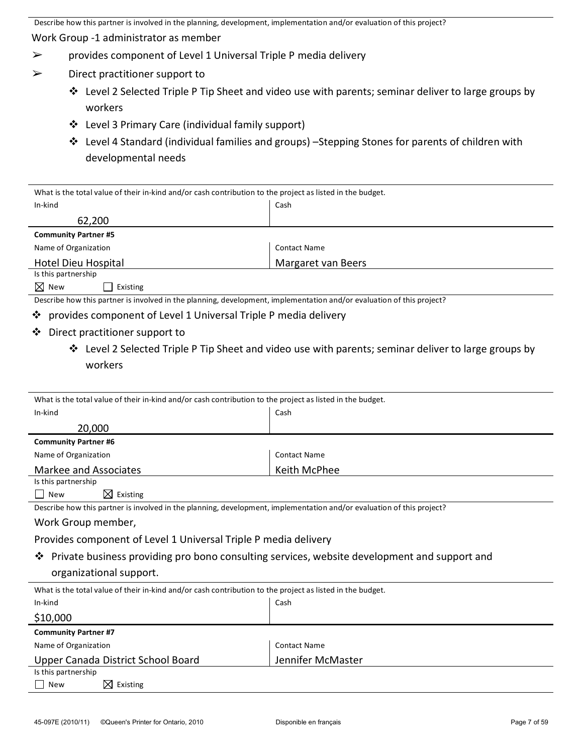Describe how this partner is involved in the planning, development, implementation and/or evaluation of this project?

Work Group -1 administrator as member

- ➢ provides component of Level 1 Universal Triple P media delivery
- ➢ Direct practitioner support to
  - ❖ Level 2 Selected Triple P Tip Sheet and video use with parents; seminar deliver to large groups by workers
  - ❖ Level 3 Primary Care (individual family support)
  - ❖ Level 4 Standard (individual families and groups) –Stepping Stones for parents of children with developmental needs

What is the total value of their in-kind and/or cash contribution to the project as listed in the budget.

| In-kind | Cash |
|---|---|
| 62,200 | |

**Community Partner #5**

| Name of Organization | Contact Name |
|---|---|
| Hotel Dieu Hospital | Margaret van Beers |

Is this partnership

☒ New ☐ Existing

Describe how this partner is involved in the planning, development, implementation and/or evaluation of this project?

- ❖ provides component of Level 1 Universal Triple P media delivery
- ❖ Direct practitioner support to
  - ❖ Level 2 Selected Triple P Tip Sheet and video use with parents; seminar deliver to large groups by workers

What is the total value of their in-kind and/or cash contribution to the project as listed in the budget.

| In-kind | Cash |
|---|---|
| 20,000 | |

**Community Partner #6**

| Name of Organization | Contact Name |
|---|---|
| Markee and Associates | Keith McPhee |

Is this partnership

☐ New ☒ Existing

Describe how this partner is involved in the planning, development, implementation and/or evaluation of this project?

Work Group member,

Provides component of Level 1 Universal Triple P media delivery

- ❖ Private business providing pro bono consulting services, website development and support and organizational support.

What is the total value of their in-kind and/or cash contribution to the project as listed in the budget.

| In-kind | Cash |
|---|---|
| $10,000 | |

**Community Partner #7**

| Name of Organization | Contact Name |
|---|---|
| Upper Canada District School Board | Jennifer McMaster |

Is this partnership

☐ New ☒ Existing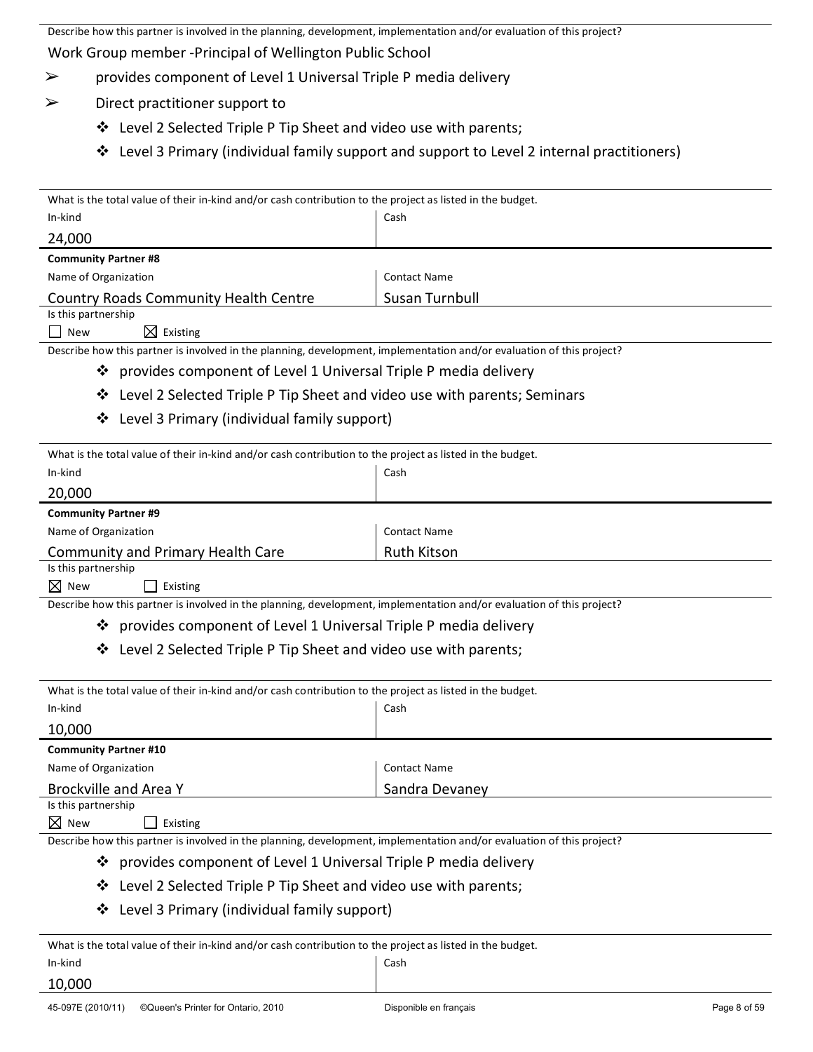Describe how this partner is involved in the planning, development, implementation and/or evaluation of this project?

Work Group member -Principal of Wellington Public School

- ➢ provides component of Level 1 Universal Triple P media delivery
- ➢ Direct practitioner support to
  - ❖ Level 2 Selected Triple P Tip Sheet and video use with parents;
  - ❖ Level 3 Primary (individual family support and support to Level 2 internal practitioners)

What is the total value of their in-kind and/or cash contribution to the project as listed in the budget.

| In-kind | Cash |
|---|---|
| 24,000 | |

**Community Partner #8**

| Name of Organization | Contact Name |
|---|---|
| Country Roads Community Health Centre | Susan Turnbull |

Is this partnership

☐ New ☒ Existing

Describe how this partner is involved in the planning, development, implementation and/or evaluation of this project?

- ❖ provides component of Level 1 Universal Triple P media delivery
- ❖ Level 2 Selected Triple P Tip Sheet and video use with parents; Seminars
- ❖ Level 3 Primary (individual family support)

What is the total value of their in-kind and/or cash contribution to the project as listed in the budget.

| In-kind | Cash |
|---|---|
| 20,000 | |

**Community Partner #9**

| Name of Organization | Contact Name |
|---|---|
| Community and Primary Health Care | Ruth Kitson |

Is this partnership

☒ New ☐ Existing

Describe how this partner is involved in the planning, development, implementation and/or evaluation of this project?

- ❖ provides component of Level 1 Universal Triple P media delivery
- ❖ Level 2 Selected Triple P Tip Sheet and video use with parents;

What is the total value of their in-kind and/or cash contribution to the project as listed in the budget.

| In-kind | Cash |
|---|---|
| 10,000 | |

**Community Partner #10**

| Name of Organization | Contact Name |
|---|---|
| Brockville and Area Y | Sandra Devaney |

Is this partnership

☒ New ☐ Existing

Describe how this partner is involved in the planning, development, implementation and/or evaluation of this project?

- ❖ provides component of Level 1 Universal Triple P media delivery
- ❖ Level 2 Selected Triple P Tip Sheet and video use with parents;
- ❖ Level 3 Primary (individual family support)

What is the total value of their in-kind and/or cash contribution to the project as listed in the budget.

| In-kind | Cash |
|---|---|
| 10,000 | |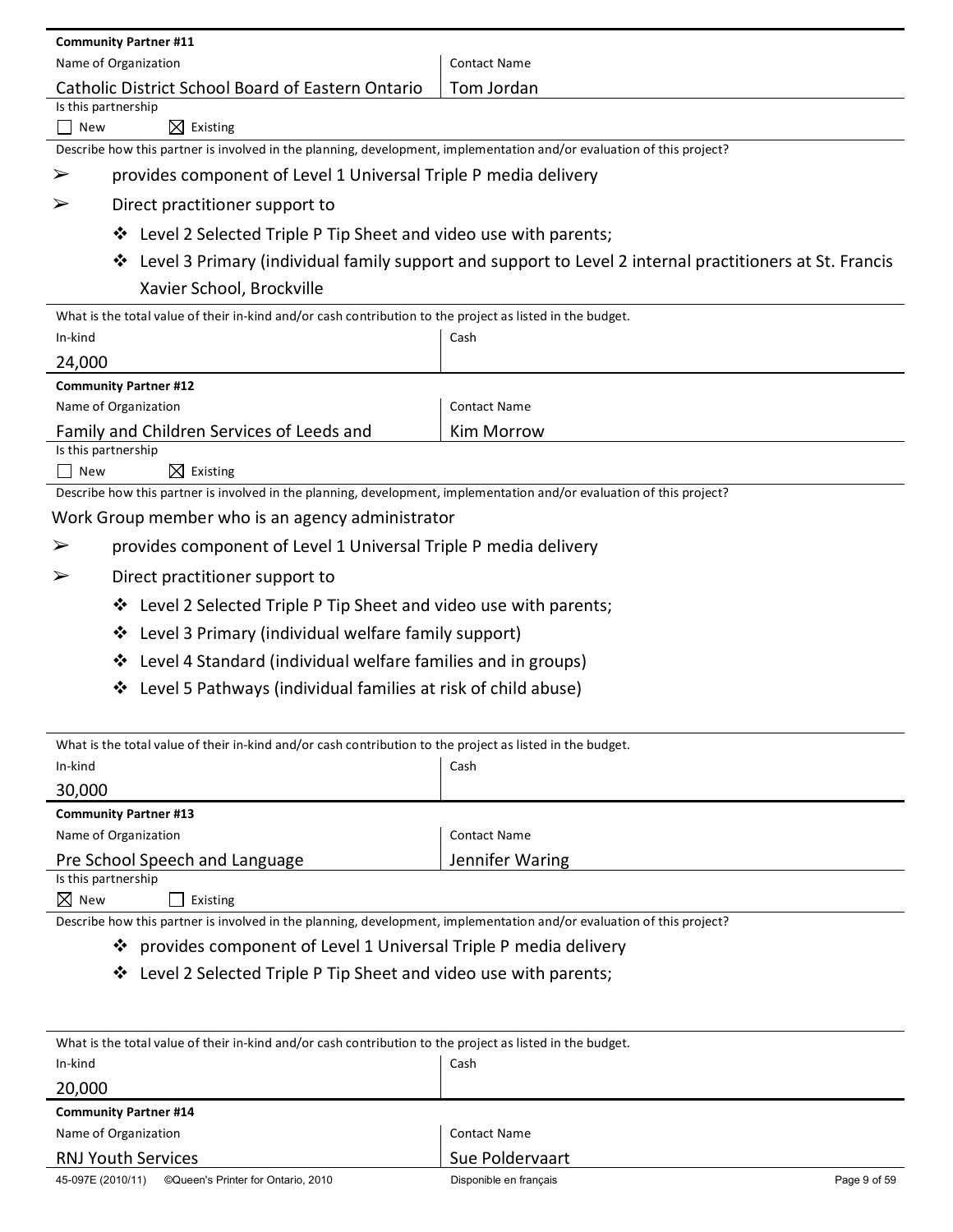**Community Partner #11**

Name of Organization: Catholic District School Board of Eastern Ontario

Contact Name: Tom Jordan

Is this partnership

☐ New ☒ Existing

Describe how this partner is involved in the planning, development, implementation and/or evaluation of this project?

- ➢ provides component of Level 1 Universal Triple P media delivery
- ➢ Direct practitioner support to
  - ❖ Level 2 Selected Triple P Tip Sheet and video use with parents;
  - ❖ Level 3 Primary (individual family support and support to Level 2 internal practitioners at St. Francis Xavier School, Brockville

What is the total value of their in-kind and/or cash contribution to the project as listed in the budget.

| In-kind | Cash |
|---|---|
| 24,000 | |

**Community Partner #12**

Name of Organization: Family and Children Services of Leeds and

Contact Name: Kim Morrow

Is this partnership

☐ New ☒ Existing

Describe how this partner is involved in the planning, development, implementation and/or evaluation of this project?

Work Group member who is an agency administrator

- ➢ provides component of Level 1 Universal Triple P media delivery
- ➢ Direct practitioner support to
  - ❖ Level 2 Selected Triple P Tip Sheet and video use with parents;
  - ❖ Level 3 Primary (individual welfare family support)
  - ❖ Level 4 Standard (individual welfare families and in groups)
  - ❖ Level 5 Pathways (individual families at risk of child abuse)

What is the total value of their in-kind and/or cash contribution to the project as listed in the budget.

| In-kind | Cash |
|---|---|
| 30,000 | |

**Community Partner #13**

Name of Organization: Pre School Speech and Language

Contact Name: Jennifer Waring

Is this partnership

☒ New ☐ Existing

Describe how this partner is involved in the planning, development, implementation and/or evaluation of this project?

- ❖ provides component of Level 1 Universal Triple P media delivery
- ❖ Level 2 Selected Triple P Tip Sheet and video use with parents;

What is the total value of their in-kind and/or cash contribution to the project as listed in the budget.

| In-kind | Cash |
|---|---|
| 20,000 | |

**Community Partner #14**

Name of Organization: RNJ Youth Services

Contact Name: Sue Poldervaart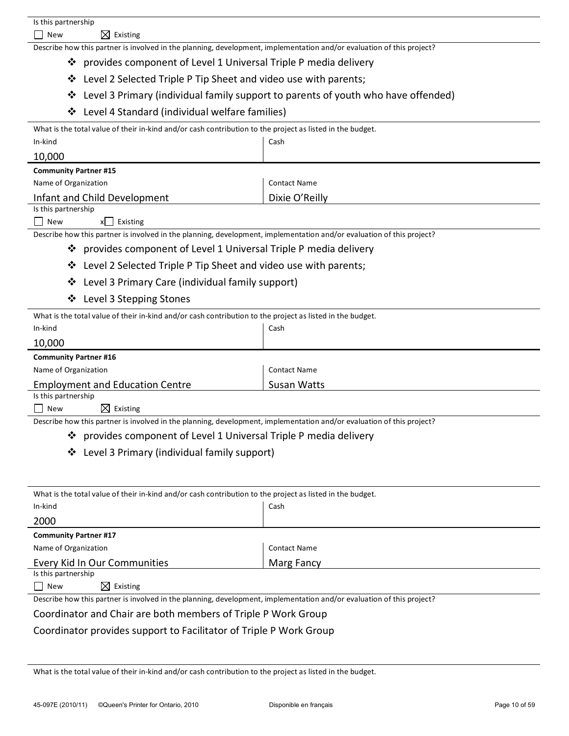Is this partnership

☐ New ☒ Existing

Describe how this partner is involved in the planning, development, implementation and/or evaluation of this project?

- ❖ provides component of Level 1 Universal Triple P media delivery
- ❖ Level 2 Selected Triple P Tip Sheet and video use with parents;
- ❖ Level 3 Primary (individual family support to parents of youth who have offended)
- ❖ Level 4 Standard (individual welfare families)

What is the total value of their in-kind and/or cash contribution to the project as listed in the budget.

| In-kind | Cash |
|---|---|
| 10,000 | |

**Community Partner #15**

| Name of Organization | Contact Name |
|---|---|
| Infant and Child Development | Dixie O'Reilly |

Is this partnership

☐ New x☐ Existing

Describe how this partner is involved in the planning, development, implementation and/or evaluation of this project?

- ❖ provides component of Level 1 Universal Triple P media delivery
- ❖ Level 2 Selected Triple P Tip Sheet and video use with parents;
- ❖ Level 3 Primary Care (individual family support)
- ❖ Level 3 Stepping Stones

What is the total value of their in-kind and/or cash contribution to the project as listed in the budget.

| In-kind | Cash |
|---|---|
| 10,000 | |

**Community Partner #16**

| Name of Organization | Contact Name |
|---|---|
| Employment and Education Centre | Susan Watts |

Is this partnership

☐ New ☒ Existing

Describe how this partner is involved in the planning, development, implementation and/or evaluation of this project?

- ❖ provides component of Level 1 Universal Triple P media delivery
- ❖ Level 3 Primary (individual family support)

What is the total value of their in-kind and/or cash contribution to the project as listed in the budget.

| In-kind | Cash |
|---|---|
| 2000 | |

**Community Partner #17**

| Name of Organization | Contact Name |
|---|---|
| Every Kid In Our Communities | Marg Fancy |

Is this partnership

☐ New ☒ Existing

Describe how this partner is involved in the planning, development, implementation and/or evaluation of this project?

Coordinator and Chair are both members of Triple P Work Group

Coordinator provides support to Facilitator of Triple P Work Group

What is the total value of their in-kind and/or cash contribution to the project as listed in the budget.

45-097E (2010/11) ©Queen's Printer for Ontario, 2010 Disponible en français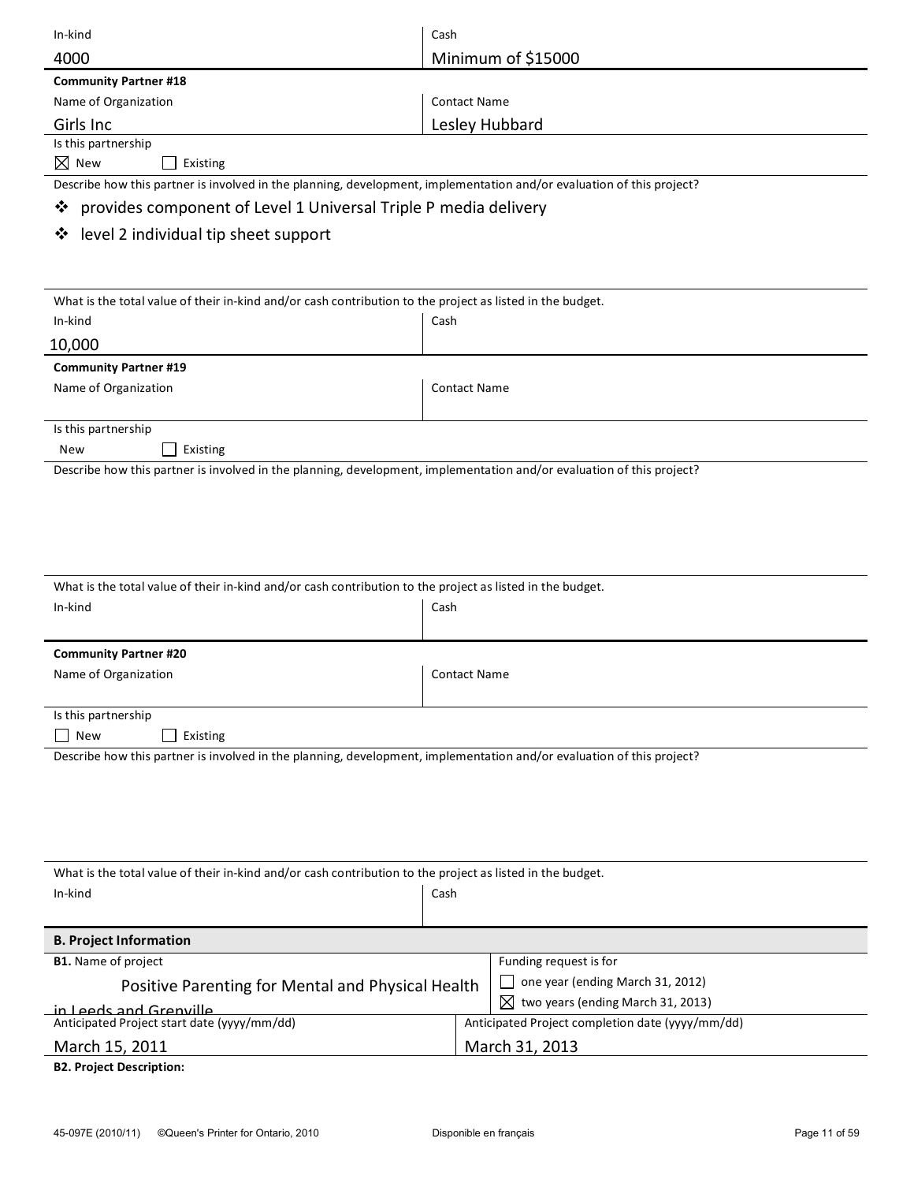| In-kind | Cash |
|---|---|
| 4000 | Minimum of $15000 |

**Community Partner #18**

| Name of Organization | Contact Name |
|---|---|
| Girls Inc | Lesley Hubbard |

Is this partnership

☒ New ☐ Existing

Describe how this partner is involved in the planning, development, implementation and/or evaluation of this project?

- ❖ provides component of Level 1 Universal Triple P media delivery
- ❖ level 2 individual tip sheet support

What is the total value of their in-kind and/or cash contribution to the project as listed in the budget.

| In-kind | Cash |
|---|---|
| 10,000 | |

**Community Partner #19**

| Name of Organization | Contact Name |
|---|---|
| | |

Is this partnership

New ☐ Existing

Describe how this partner is involved in the planning, development, implementation and/or evaluation of this project?

What is the total value of their in-kind and/or cash contribution to the project as listed in the budget.

| In-kind | Cash |
|---|---|
| | |

**Community Partner #20**

| Name of Organization | Contact Name |
|---|---|
| | |

Is this partnership

☐ New ☐ Existing

Describe how this partner is involved in the planning, development, implementation and/or evaluation of this project?

What is the total value of their in-kind and/or cash contribution to the project as listed in the budget.

| In-kind | Cash |
|---|---|
| | |

**B. Project Information**

**B1.** Name of project

Positive Parenting for Mental and Physical Health in Leeds and Grenville

Funding request is for

☐ one year (ending March 31, 2012)

☒ two years (ending March 31, 2013)

| Anticipated Project start date (yyyy/mm/dd) | Anticipated Project completion date (yyyy/mm/dd) |
|---|---|
| March 15, 2011 | March 31, 2013 |

**B2. Project Description:**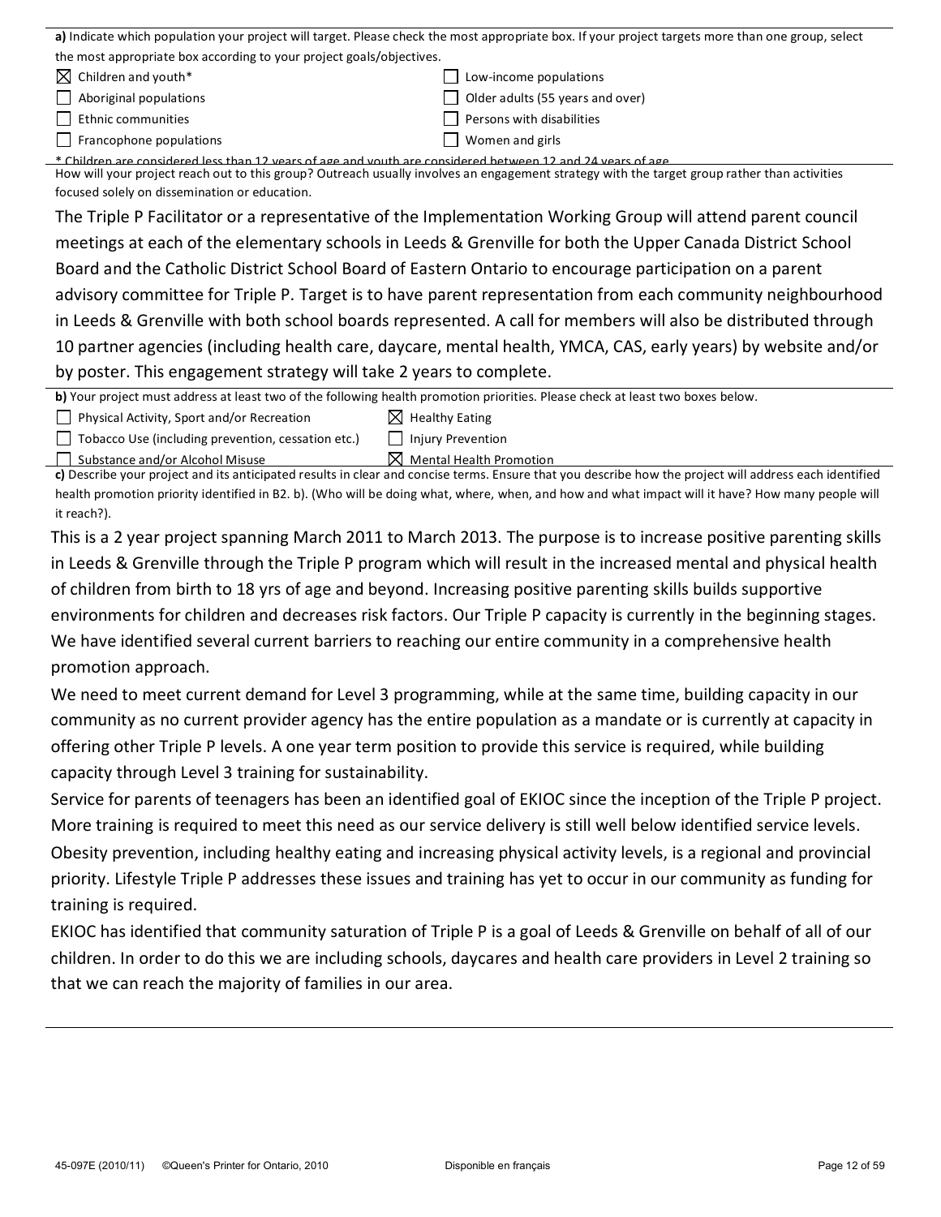**a)** Indicate which population your project will target. Please check the most appropriate box. If your project targets more than one group, select the most appropriate box according to your project goals/objectives.

- [x] Children and youth*
- [ ] Aboriginal populations
- [ ] Ethnic communities
- [ ] Francophone populations
- [ ] Low-income populations
- [ ] Older adults (55 years and over)
- [ ] Persons with disabilities
- [ ] Women and girls

* Children are considered less than 12 years of age and youth are considered between 12 and 24 years of age.

How will your project reach out to this group? Outreach usually involves an engagement strategy with the target group rather than activities focused solely on dissemination or education.

The Triple P Facilitator or a representative of the Implementation Working Group will attend parent council meetings at each of the elementary schools in Leeds & Grenville for both the Upper Canada District School Board and the Catholic District School Board of Eastern Ontario to encourage participation on a parent advisory committee for Triple P. Target is to have parent representation from each community neighbourhood in Leeds & Grenville with both school boards represented. A call for members will also be distributed through 10 partner agencies (including health care, daycare, mental health, YMCA, CAS, early years) by website and/or by poster. This engagement strategy will take 2 years to complete.

**b)** Your project must address at least two of the following health promotion priorities. Please check at least two boxes below.

- [ ] Physical Activity, Sport and/or Recreation
- [ ] Tobacco Use (including prevention, cessation etc.)
- [ ] Substance and/or Alcohol Misuse
- [x] Healthy Eating
- [ ] Injury Prevention
- [x] Mental Health Promotion

**c)** Describe your project and its anticipated results in clear and concise terms. Ensure that you describe how the project will address each identified health promotion priority identified in B2. b). (Who will be doing what, where, when, and how and what impact will it have? How many people will it reach?).

This is a 2 year project spanning March 2011 to March 2013. The purpose is to increase positive parenting skills in Leeds & Grenville through the Triple P program which will result in the increased mental and physical health of children from birth to 18 yrs of age and beyond. Increasing positive parenting skills builds supportive environments for children and decreases risk factors. Our Triple P capacity is currently in the beginning stages. We have identified several current barriers to reaching our entire community in a comprehensive health promotion approach.

We need to meet current demand for Level 3 programming, while at the same time, building capacity in our community as no current provider agency has the entire population as a mandate or is currently at capacity in offering other Triple P levels. A one year term position to provide this service is required, while building capacity through Level 3 training for sustainability.

Service for parents of teenagers has been an identified goal of EKIOC since the inception of the Triple P project. More training is required to meet this need as our service delivery is still well below identified service levels.

Obesity prevention, including healthy eating and increasing physical activity levels, is a regional and provincial priority. Lifestyle Triple P addresses these issues and training has yet to occur in our community as funding for training is required.

EKIOC has identified that community saturation of Triple P is a goal of Leeds & Grenville on behalf of all of our children. In order to do this we are including schools, daycares and health care providers in Level 2 training so that we can reach the majority of families in our area.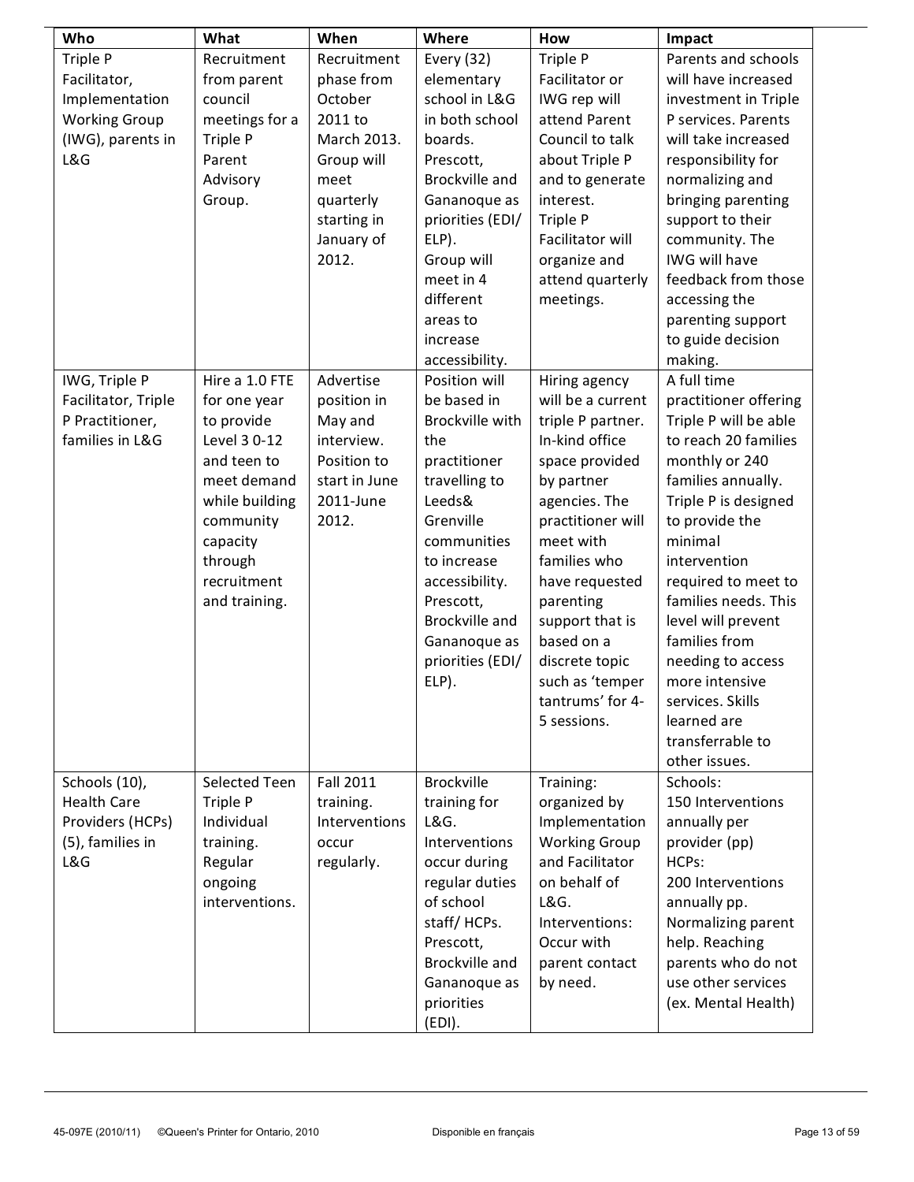| Who | What | When | Where | How | Impact |
|---|---|---|---|---|---|
| Triple P Facilitator, Implementation Working Group (IWG), parents in L&G | Recruitment from parent council meetings for a Triple P Parent Advisory Group. | Recruitment phase from October 2011 to March 2013. Group will meet quarterly starting in January of 2012. | Every (32) elementary school in L&G in both school boards. Prescott, Brockville and Gananoque as priorities (EDI/ ELP). Group will meet in 4 different areas to increase accessibility. | Triple P Facilitator or IWG rep will attend Parent Council to talk about Triple P and to generate interest. Triple P Facilitator will organize and attend quarterly meetings. | Parents and schools will have increased investment in Triple P services. Parents will take increased responsibility for normalizing and bringing parenting support to their community. The IWG will have feedback from those accessing the parenting support to guide decision making. |
| IWG, Triple P Facilitator, Triple P Practitioner, families in L&G | Hire a 1.0 FTE for one year to provide Level 3 0-12 and teen to meet demand while building community capacity through recruitment and training. | Advertise position in May and interview. Position to start in June 2011-June 2012. | Position will be based in Brockville with the practitioner travelling to Leeds& Grenville communities to increase accessibility. Prescott, Brockville and Gananoque as priorities (EDI/ ELP). | Hiring agency will be a current triple P partner. In-kind office space provided by partner agencies. The practitioner will meet with families who have requested parenting support that is based on a discrete topic such as 'temper tantrums' for 4-5 sessions. | A full time practitioner offering Triple P will be able to reach 20 families monthly or 240 families annually. Triple P is designed to provide the minimal intervention required to meet to families needs. This level will prevent families from needing to access more intensive services. Skills learned are transferrable to other issues. |
| Schools (10), Health Care Providers (HCPs) (5), families in L&G | Selected Teen Triple P Individual training. Regular ongoing interventions. | Fall 2011 training. Interventions occur regularly. | Brockville training for L&G. Interventions occur during regular duties of school staff/ HCPs. Prescott, Brockville and Gananoque as priorities (EDI). | Training: organized by Implementation Working Group and Facilitator on behalf of L&G. Interventions: Occur with parent contact by need. | Schools: 150 Interventions annually per provider (pp) HCPs: 200 Interventions annually pp. Normalizing parent help. Reaching parents who do not use other services (ex. Mental Health) |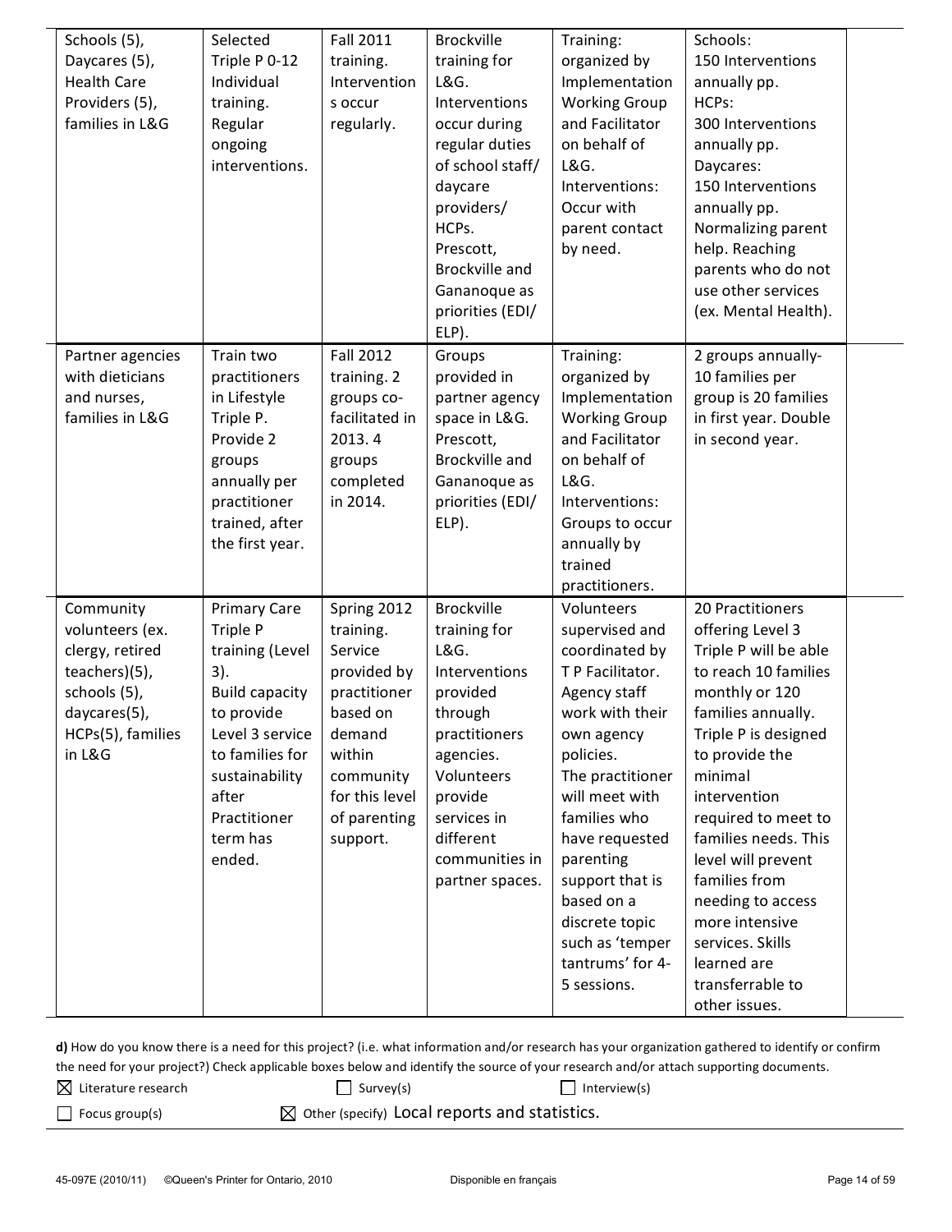| | | | | | | |
|---|---|---|---|---|---|---|
| Schools (5), Daycares (5), Health Care Providers (5), families in L&G | Selected Triple P 0-12 Individual training. Regular ongoing interventions. | Fall 2011 training. Interventions occur regularly. | Brockville training for L&G. Interventions occur during regular duties of school staff/ daycare providers/ HCPs. Prescott, Brockville and Gananoque as priorities (EDI/ ELP). | Training: organized by Implementation Working Group and Facilitator on behalf of L&G. Interventions: Occur with parent contact by need. | Schools: 150 Interventions annually pp. HCPs: 300 Interventions annually pp. Daycares: 150 Interventions annually pp. Normalizing parent help. Reaching parents who do not use other services (ex. Mental Health). | |
| Partner agencies with dieticians and nurses, families in L&G | Train two practitioners in Lifestyle Triple P. Provide 2 groups annually per practitioner trained, after the first year. | Fall 2012 training. 2 groups co-facilitated in 2013. 4 groups completed in 2014. | Groups provided in partner agency space in L&G. Prescott, Brockville and Gananoque as priorities (EDI/ ELP). | Training: organized by Implementation Working Group and Facilitator on behalf of L&G. Interventions: Groups to occur annually by trained practitioners. | 2 groups annually- 10 families per group is 20 families in first year. Double in second year. | |
| Community volunteers (ex. clergy, retired teachers)(5), schools (5), daycares(5), HCPs(5), families in L&G | Primary Care Triple P training (Level 3). Build capacity to provide Level 3 service to families for sustainability after Practitioner term has ended. | Spring 2012 training. Service provided by practitioner based on demand within community for this level of parenting support. | Brockville training for L&G. Interventions provided through practitioners agencies. Volunteers provide services in different communities in partner spaces. | Volunteers supervised and coordinated by T P Facilitator. Agency staff work with their own agency policies. The practitioner will meet with families who have requested parenting support that is based on a discrete topic such as 'temper tantrums' for 4-5 sessions. | 20 Practitioners offering Level 3 Triple P will be able to reach 10 families monthly or 120 families annually. Triple P is designed to provide the minimal intervention required to meet to families needs. This level will prevent families from needing to access more intensive services. Skills learned are transferrable to other issues. | |

**d)** How do you know there is a need for this project? (i.e. what information and/or research has your organization gathered to identify or confirm the need for your project?) Check applicable boxes below and identify the source of your research and/or attach supporting documents.

☒ Literature research ☐ Survey(s) ☐ Interview(s)

☐ Focus group(s) ☒ Other (specify) Local reports and statistics.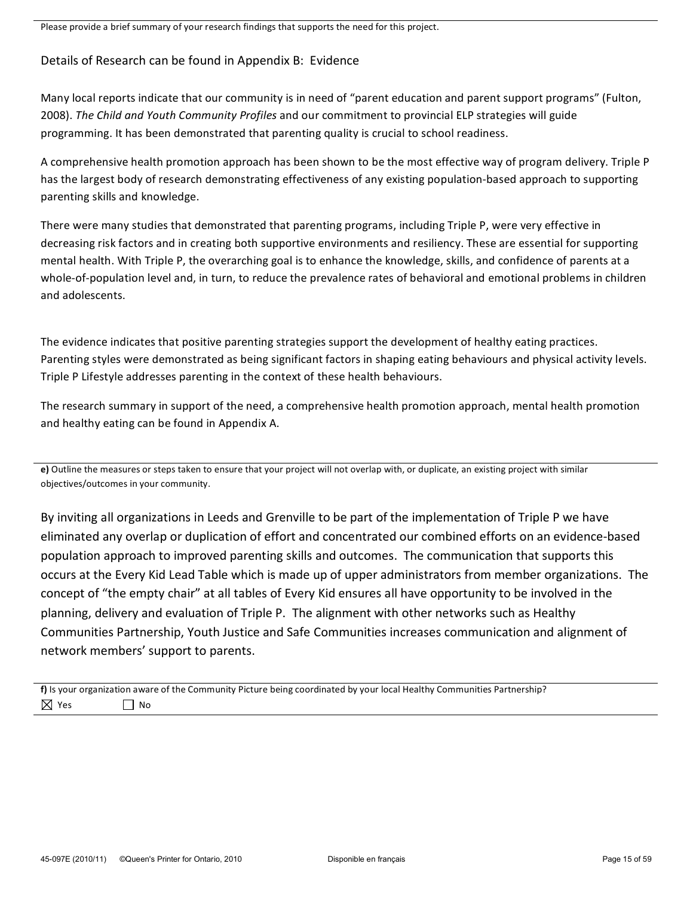Please provide a brief summary of your research findings that supports the need for this project.

Details of Research can be found in Appendix B: Evidence

Many local reports indicate that our community is in need of "parent education and parent support programs" (Fulton, 2008). *The Child and Youth Community Profiles* and our commitment to provincial ELP strategies will guide programming. It has been demonstrated that parenting quality is crucial to school readiness.

A comprehensive health promotion approach has been shown to be the most effective way of program delivery. Triple P has the largest body of research demonstrating effectiveness of any existing population-based approach to supporting parenting skills and knowledge.

There were many studies that demonstrated that parenting programs, including Triple P, were very effective in decreasing risk factors and in creating both supportive environments and resiliency. These are essential for supporting mental health. With Triple P, the overarching goal is to enhance the knowledge, skills, and confidence of parents at a whole-of-population level and, in turn, to reduce the prevalence rates of behavioral and emotional problems in children and adolescents.

The evidence indicates that positive parenting strategies support the development of healthy eating practices. Parenting styles were demonstrated as being significant factors in shaping eating behaviours and physical activity levels. Triple P Lifestyle addresses parenting in the context of these health behaviours.

The research summary in support of the need, a comprehensive health promotion approach, mental health promotion and healthy eating can be found in Appendix A.

**e)** Outline the measures or steps taken to ensure that your project will not overlap with, or duplicate, an existing project with similar objectives/outcomes in your community.

By inviting all organizations in Leeds and Grenville to be part of the implementation of Triple P we have eliminated any overlap or duplication of effort and concentrated our combined efforts on an evidence-based population approach to improved parenting skills and outcomes. The communication that supports this occurs at the Every Kid Lead Table which is made up of upper administrators from member organizations. The concept of "the empty chair" at all tables of Every Kid ensures all have opportunity to be involved in the planning, delivery and evaluation of Triple P. The alignment with other networks such as Healthy Communities Partnership, Youth Justice and Safe Communities increases communication and alignment of network members' support to parents.

**f)** Is your organization aware of the Community Picture being coordinated by your local Healthy Communities Partnership?

☒ Yes ☐ No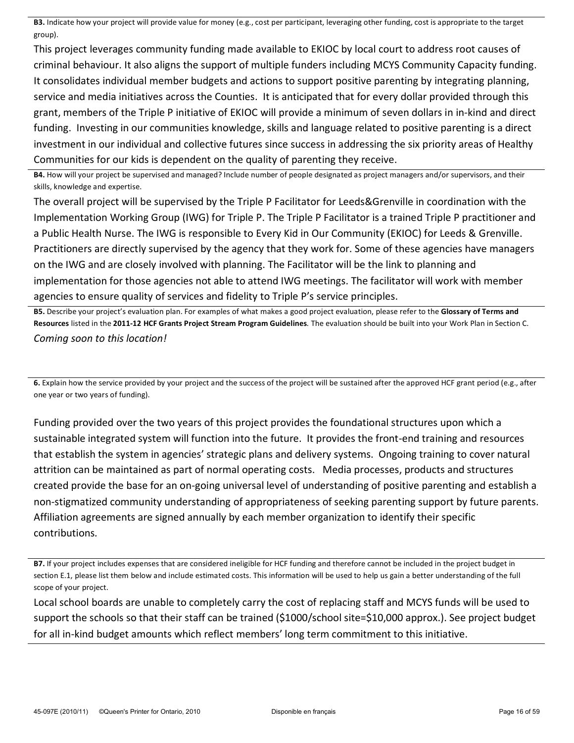**B3.** Indicate how your project will provide value for money (e.g., cost per participant, leveraging other funding, cost is appropriate to the target group).

This project leverages community funding made available to EKIOC by local court to address root causes of criminal behaviour. It also aligns the support of multiple funders including MCYS Community Capacity funding. It consolidates individual member budgets and actions to support positive parenting by integrating planning, service and media initiatives across the Counties. It is anticipated that for every dollar provided through this grant, members of the Triple P initiative of EKIOC will provide a minimum of seven dollars in in-kind and direct funding. Investing in our communities knowledge, skills and language related to positive parenting is a direct investment in our individual and collective futures since success in addressing the six priority areas of Healthy Communities for our kids is dependent on the quality of parenting they receive.

**B4.** How will your project be supervised and managed? Include number of people designated as project managers and/or supervisors, and their skills, knowledge and expertise.

The overall project will be supervised by the Triple P Facilitator for Leeds&Grenville in coordination with the Implementation Working Group (IWG) for Triple P. The Triple P Facilitator is a trained Triple P practitioner and a Public Health Nurse. The IWG is responsible to Every Kid in Our Community (EKIOC) for Leeds & Grenville. Practitioners are directly supervised by the agency that they work for. Some of these agencies have managers on the IWG and are closely involved with planning. The Facilitator will be the link to planning and implementation for those agencies not able to attend IWG meetings. The facilitator will work with member agencies to ensure quality of services and fidelity to Triple P's service principles.

**B5.** Describe your project's evaluation plan. For examples of what makes a good project evaluation, please refer to the **Glossary of Terms and Resources** listed in the **2011-12 HCF Grants Project Stream Program Guidelines**. The evaluation should be built into your Work Plan in Section C.

*Coming soon to this location!*

**6.** Explain how the service provided by your project and the success of the project will be sustained after the approved HCF grant period (e.g., after one year or two years of funding).

Funding provided over the two years of this project provides the foundational structures upon which a sustainable integrated system will function into the future. It provides the front-end training and resources that establish the system in agencies' strategic plans and delivery systems. Ongoing training to cover natural attrition can be maintained as part of normal operating costs. Media processes, products and structures created provide the base for an on-going universal level of understanding of positive parenting and establish a non-stigmatized community understanding of appropriateness of seeking parenting support by future parents. Affiliation agreements are signed annually by each member organization to identify their specific contributions.

**B7.** If your project includes expenses that are considered ineligible for HCF funding and therefore cannot be included in the project budget in section E.1, please list them below and include estimated costs. This information will be used to help us gain a better understanding of the full scope of your project.

Local school boards are unable to completely carry the cost of replacing staff and MCYS funds will be used to support the schools so that their staff can be trained ($1000/school site=$10,000 approx.). See project budget for all in-kind budget amounts which reflect members' long term commitment to this initiative.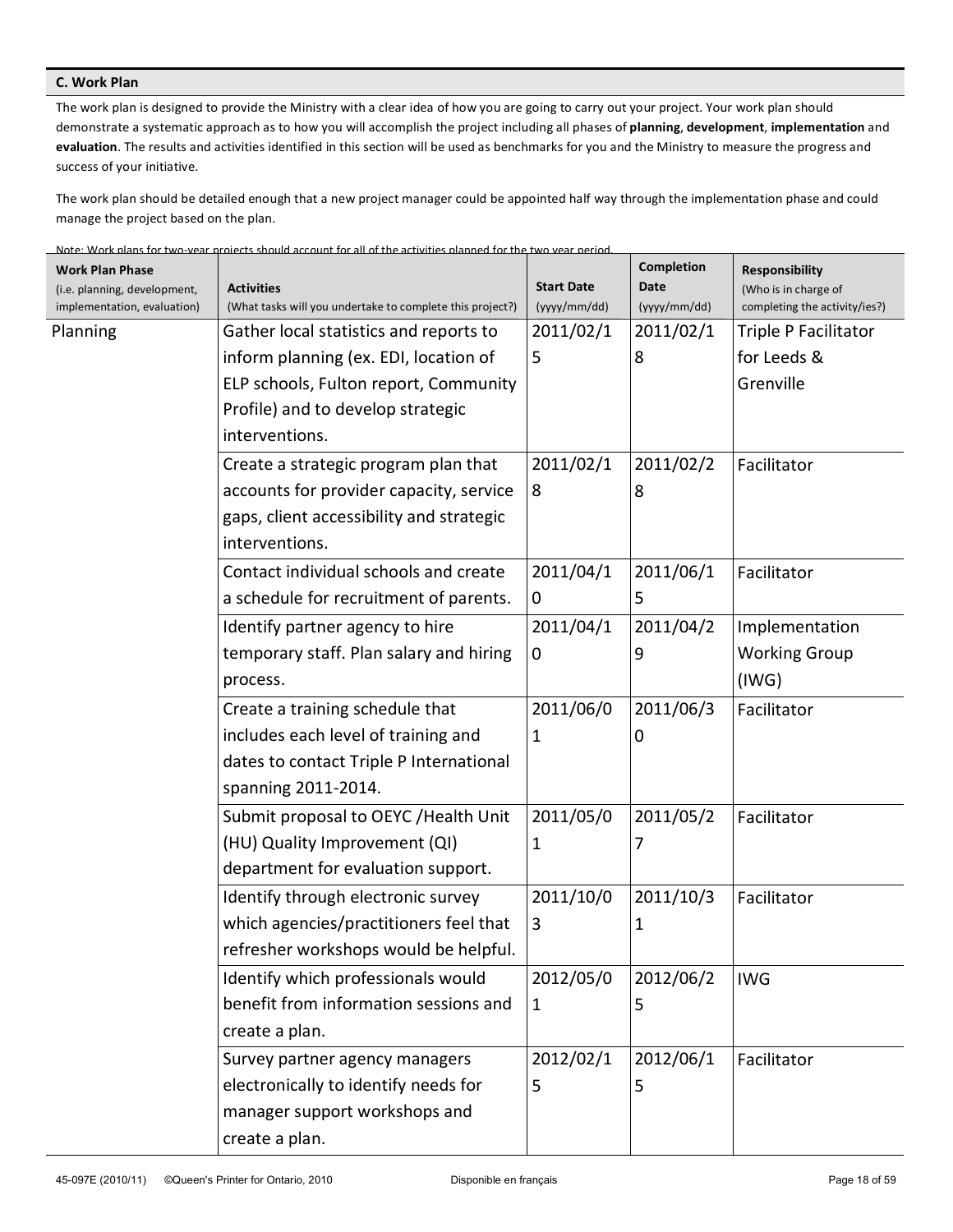### C. Work Plan

The work plan is designed to provide the Ministry with a clear idea of how you are going to carry out your project. Your work plan should demonstrate a systematic approach as to how you will accomplish the project including all phases of **planning**, **development**, **implementation** and **evaluation**. The results and activities identified in this section will be used as benchmarks for you and the Ministry to measure the progress and success of your initiative.

The work plan should be detailed enough that a new project manager could be appointed half way through the implementation phase and could manage the project based on the plan.

Note: Work plans for two-year projects should account for all of the activities planned for the two year period.

| **Work Plan Phase** (i.e. planning, development, implementation, evaluation) | **Activities** (What tasks will you undertake to complete this project?) | **Start Date** (yyyy/mm/dd) | **Completion Date** (yyyy/mm/dd) | **Responsibility** (Who is in charge of completing the activity/ies?) |
|---|---|---|---|---|
| Planning | Gather local statistics and reports to inform planning (ex. EDI, location of ELP schools, Fulton report, Community Profile) and to develop strategic interventions. | 2011/02/15 | 2011/02/18 | Triple P Facilitator for Leeds & Grenville |
| | Create a strategic program plan that accounts for provider capacity, service gaps, client accessibility and strategic interventions. | 2011/02/18 | 2011/02/28 | Facilitator |
| | Contact individual schools and create a schedule for recruitment of parents. | 2011/04/10 | 2011/06/15 | Facilitator |
| | Identify partner agency to hire temporary staff. Plan salary and hiring process. | 2011/04/10 | 2011/04/29 | Implementation Working Group (IWG) |
| | Create a training schedule that includes each level of training and dates to contact Triple P International spanning 2011-2014. | 2011/06/01 | 2011/06/30 | Facilitator |
| | Submit proposal to OEYC /Health Unit (HU) Quality Improvement (QI) department for evaluation support. | 2011/05/01 | 2011/05/27 | Facilitator |
| | Identify through electronic survey which agencies/practitioners feel that refresher workshops would be helpful. | 2011/10/03 | 2011/10/31 | Facilitator |
| | Identify which professionals would benefit from information sessions and create a plan. | 2012/05/01 | 2012/06/25 | IWG |
| | Survey partner agency managers electronically to identify needs for manager support workshops and create a plan. | 2012/02/15 | 2012/06/15 | Facilitator |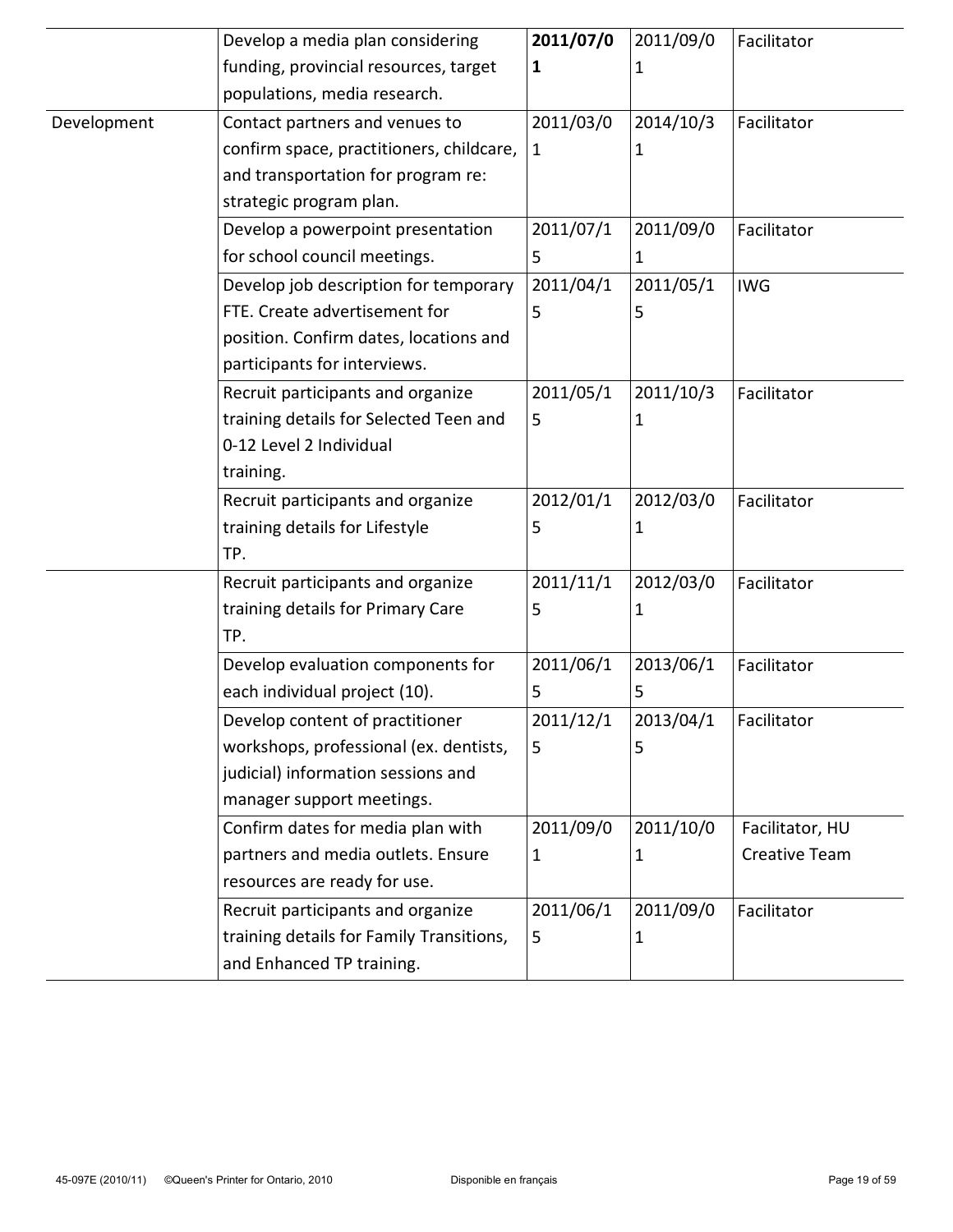| | | | | |
|---|---|---|---|---|
| | Develop a media plan considering funding, provincial resources, target populations, media research. | **2011/07/01** | 2011/09/01 | Facilitator |
| Development | Contact partners and venues to confirm space, practitioners, childcare, and transportation for program re: strategic program plan. | 2011/03/01 | 2014/10/31 | Facilitator |
| | Develop a powerpoint presentation for school council meetings. | 2011/07/15 | 2011/09/01 | Facilitator |
| | Develop job description for temporary FTE. Create advertisement for position. Confirm dates, locations and participants for interviews. | 2011/04/15 | 2011/05/15 | IWG |
| | Recruit participants and organize training details for Selected Teen and 0-12 Level 2 Individual training. | 2011/05/15 | 2011/10/31 | Facilitator |
| | Recruit participants and organize training details for Lifestyle TP. | 2012/01/15 | 2012/03/01 | Facilitator |
| | Recruit participants and organize training details for Primary Care TP. | 2011/11/15 | 2012/03/01 | Facilitator |
| | Develop evaluation components for each individual project (10). | 2011/06/15 | 2013/06/15 | Facilitator |
| | Develop content of practitioner workshops, professional (ex. dentists, judicial) information sessions and manager support meetings. | 2011/12/15 | 2013/04/15 | Facilitator |
| | Confirm dates for media plan with partners and media outlets. Ensure resources are ready for use. | 2011/09/01 | 2011/10/01 | Facilitator, HU Creative Team |
| | Recruit participants and organize training details for Family Transitions, and Enhanced TP training. | 2011/06/15 | 2011/09/01 | Facilitator |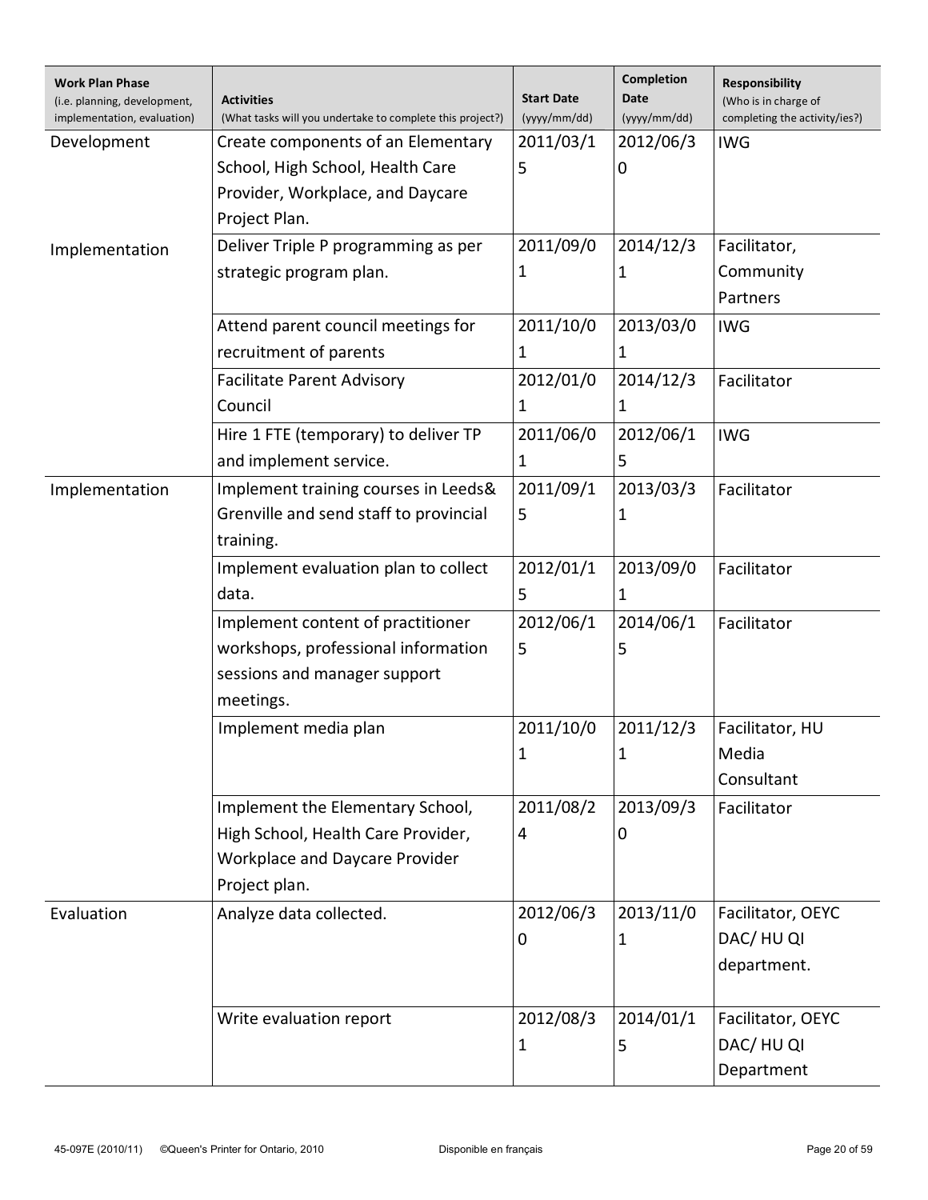| Work Plan Phase (i.e. planning, development, implementation, evaluation) | Activities (What tasks will you undertake to complete this project?) | Start Date (yyyy/mm/dd) | Completion Date (yyyy/mm/dd) | Responsibility (Who is in charge of completing the activity/ies?) |
|---|---|---|---|---|
| Development | Create components of an Elementary School, High School, Health Care Provider, Workplace, and Daycare Project Plan. | 2011/03/15 | 2012/06/30 | IWG |
| Implementation | Deliver Triple P programming as per strategic program plan. | 2011/09/01 | 2014/12/31 | Facilitator, Community Partners |
| | Attend parent council meetings for recruitment of parents | 2011/10/01 | 2013/03/01 | IWG |
| | Facilitate Parent Advisory Council | 2012/01/01 | 2014/12/31 | Facilitator |
| | Hire 1 FTE (temporary) to deliver TP and implement service. | 2011/06/01 | 2012/06/15 | IWG |
| Implementation | Implement training courses in Leeds& Grenville and send staff to provincial training. | 2011/09/15 | 2013/03/31 | Facilitator |
| | Implement evaluation plan to collect data. | 2012/01/15 | 2013/09/01 | Facilitator |
| | Implement content of practitioner workshops, professional information sessions and manager support meetings. | 2012/06/15 | 2014/06/15 | Facilitator |
| | Implement media plan | 2011/10/01 | 2011/12/31 | Facilitator, HU Media Consultant |
| | Implement the Elementary School, High School, Health Care Provider, Workplace and Daycare Provider Project plan. | 2011/08/24 | 2013/09/30 | Facilitator |
| Evaluation | Analyze data collected. | 2012/06/30 | 2013/11/01 | Facilitator, OEYC DAC/ HU QI department. |
| | Write evaluation report | 2012/08/31 | 2014/01/15 | Facilitator, OEYC DAC/ HU QI Department |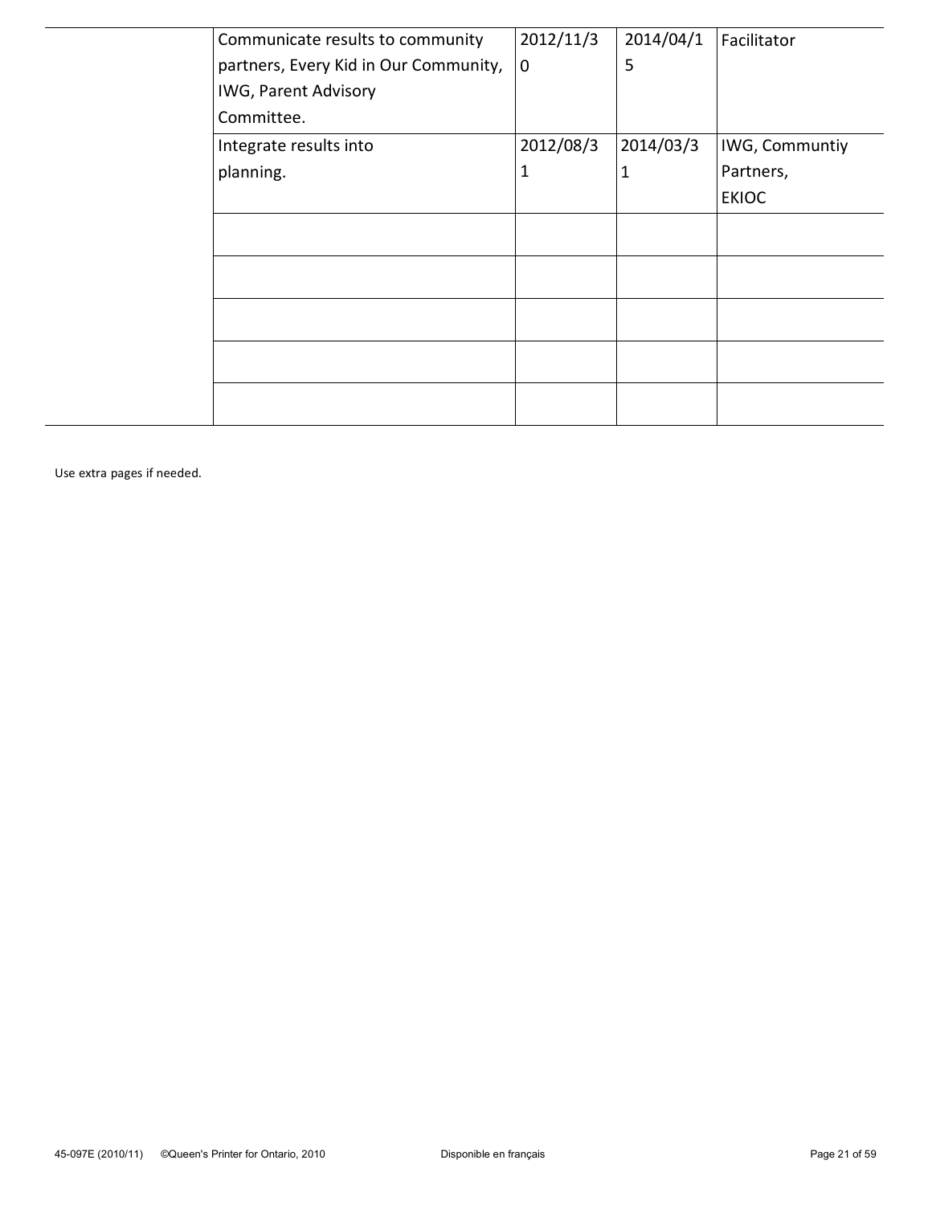|  | Communicate results to community partners, Every Kid in Our Community, IWG, Parent Advisory Committee. | 2012/11/30 | 2014/04/15 | Facilitator |
|---|---|---|---|---|
|  | Integrate results into planning. | 2012/08/31 | 2014/03/31 | IWG, Communtiy Partners, EKIOC |
|  |  |  |  |  |
|  |  |  |  |  |
|  |  |  |  |  |
|  |  |  |  |  |
|  |  |  |  |  |

Use extra pages if needed.

45-097E (2010/11) ©Queen's Printer for Ontario, 2010 Disponible en français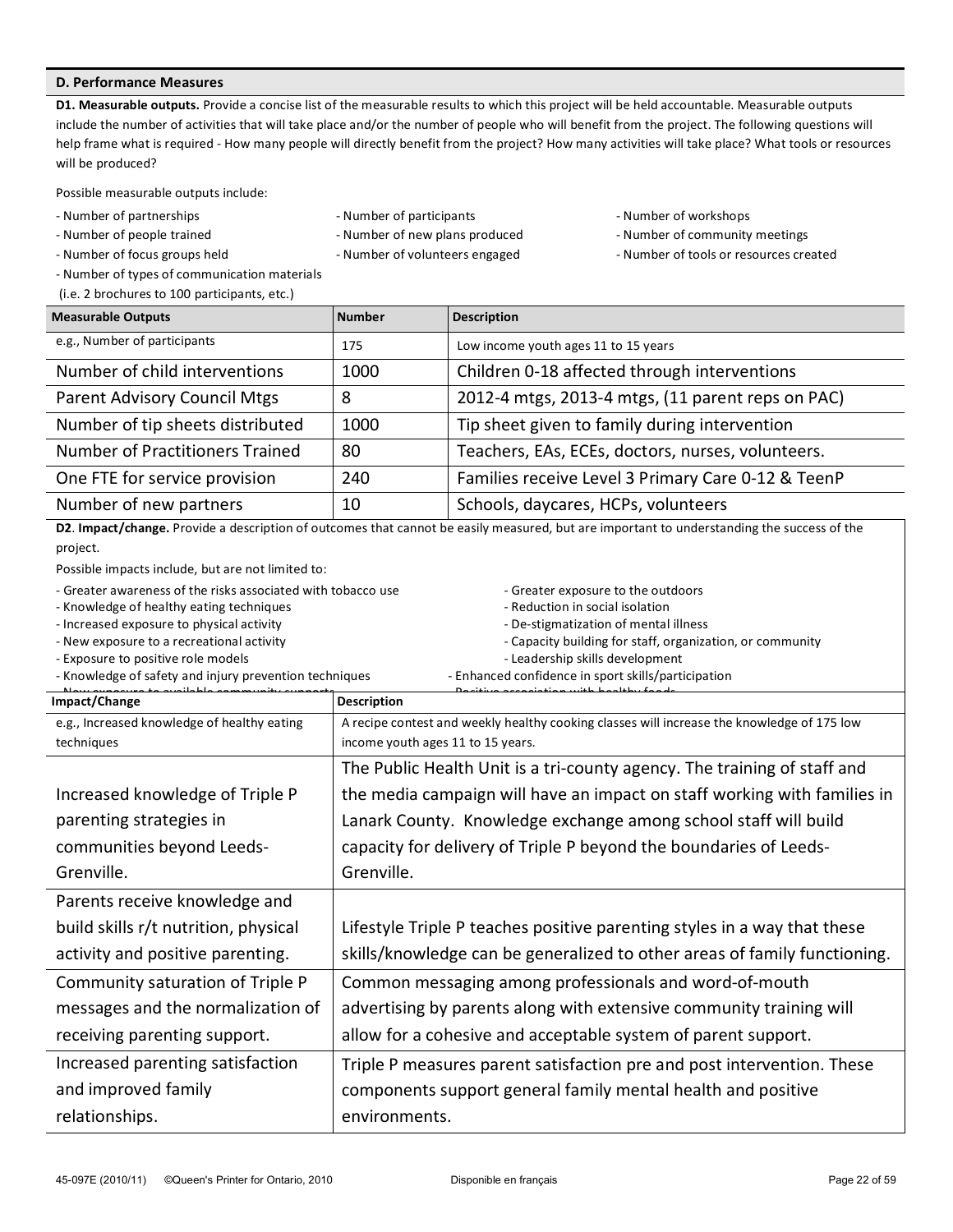## D. Performance Measures

**D1. Measurable outputs.** Provide a concise list of the measurable results to which this project will be held accountable. Measurable outputs include the number of activities that will take place and/or the number of people who will benefit from the project. The following questions will help frame what is required - How many people will directly benefit from the project? How many activities will take place? What tools or resources will be produced?

Possible measurable outputs include:

- Number of partnerships
- Number of people trained
- Number of focus groups held
- Number of types of communication materials (i.e. 2 brochures to 100 participants, etc.)
- Number of participants
- Number of new plans produced
- Number of volunteers engaged
- Number of workshops
- Number of community meetings
- Number of tools or resources created

| Measurable Outputs | Number | Description |
|---|---|---|
| e.g., Number of participants | 175 | Low income youth ages 11 to 15 years |
| Number of child interventions | 1000 | Children 0-18 affected through interventions |
| Parent Advisory Council Mtgs | 8 | 2012-4 mtgs, 2013-4 mtgs, (11 parent reps on PAC) |
| Number of tip sheets distributed | 1000 | Tip sheet given to family during intervention |
| Number of Practitioners Trained | 80 | Teachers, EAs, ECEs, doctors, nurses, volunteers. |
| One FTE for service provision | 240 | Families receive Level 3 Primary Care 0-12 & TeenP |
| Number of new partners | 10 | Schools, daycares, HCPs, volunteers |

**D2. Impact/change.** Provide a description of outcomes that cannot be easily measured, but are important to understanding the success of the project.

Possible impacts include, but are not limited to:

- Greater awareness of the risks associated with tobacco use
- Knowledge of healthy eating techniques
- Increased exposure to physical activity
- New exposure to a recreational activity
- Exposure to positive role models
- Knowledge of safety and injury prevention techniques
- New exposure to available community supports
- Greater exposure to the outdoors
- Reduction in social isolation
- De-stigmatization of mental illness
- Capacity building for staff, organization, or community
- Leadership skills development
- Enhanced confidence in sport skills/participation
- Positive association with healthy foods

| Impact/Change | Description |
|---|---|
| e.g., Increased knowledge of healthy eating techniques | A recipe contest and weekly healthy cooking classes will increase the knowledge of 175 low income youth ages 11 to 15 years. |
| Increased knowledge of Triple P parenting strategies in communities beyond Leeds-Grenville. | The Public Health Unit is a tri-county agency. The training of staff and the media campaign will have an impact on staff working with families in Lanark County. Knowledge exchange among school staff will build capacity for delivery of Triple P beyond the boundaries of Leeds-Grenville. |
| Parents receive knowledge and build skills r/t nutrition, physical activity and positive parenting. | Lifestyle Triple P teaches positive parenting styles in a way that these skills/knowledge can be generalized to other areas of family functioning. |
| Community saturation of Triple P messages and the normalization of receiving parenting support. | Common messaging among professionals and word-of-mouth advertising by parents along with extensive community training will allow for a cohesive and acceptable system of parent support. |
| Increased parenting satisfaction and improved family relationships. | Triple P measures parent satisfaction pre and post intervention. These components support general family mental health and positive environments. |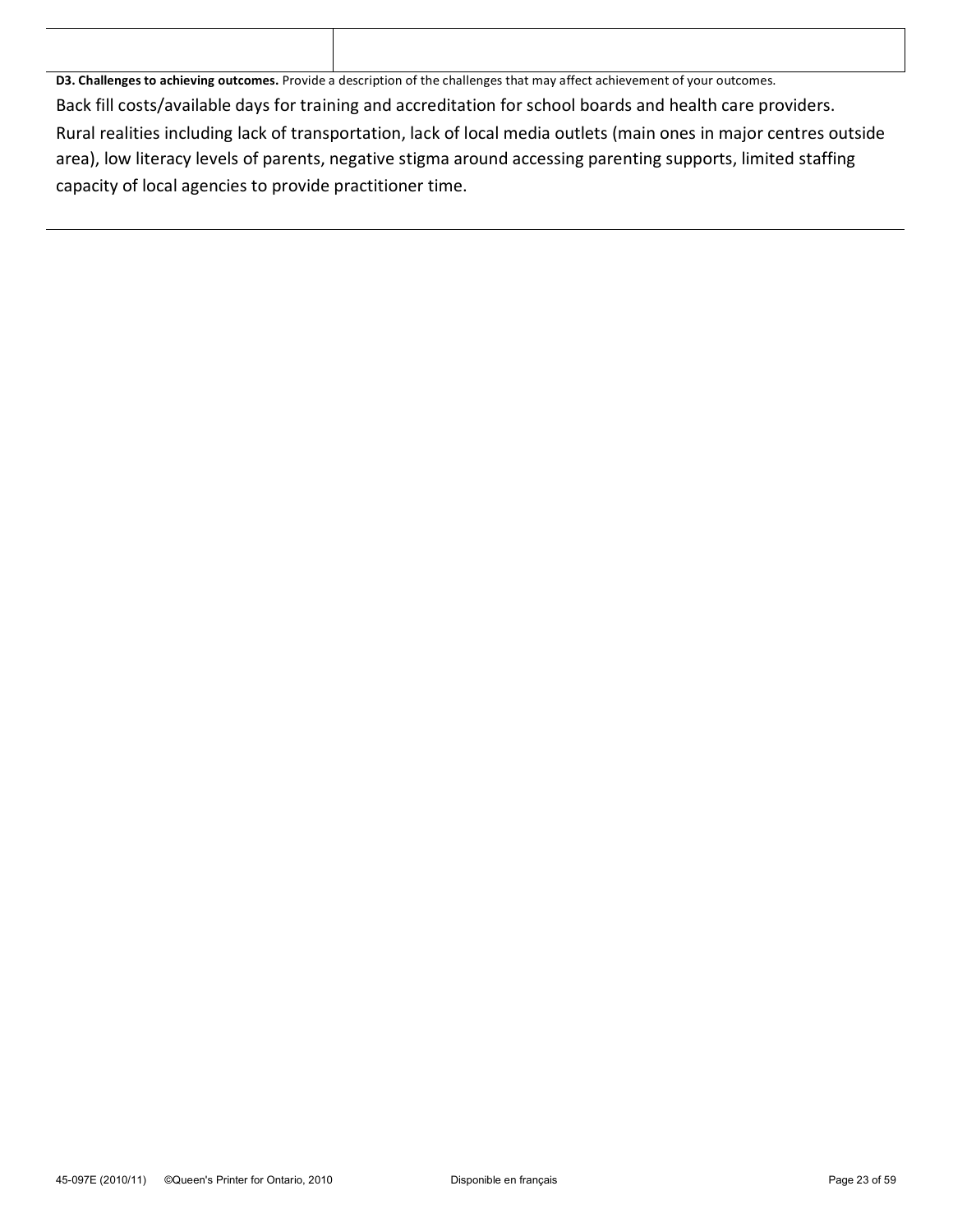| | |
|---|---|
| | |

**D3. Challenges to achieving outcomes.** Provide a description of the challenges that may affect achievement of your outcomes.

Back fill costs/available days for training and accreditation for school boards and health care providers.
Rural realities including lack of transportation, lack of local media outlets (main ones in major centres outside area), low literacy levels of parents, negative stigma around accessing parenting supports, limited staffing capacity of local agencies to provide practitioner time.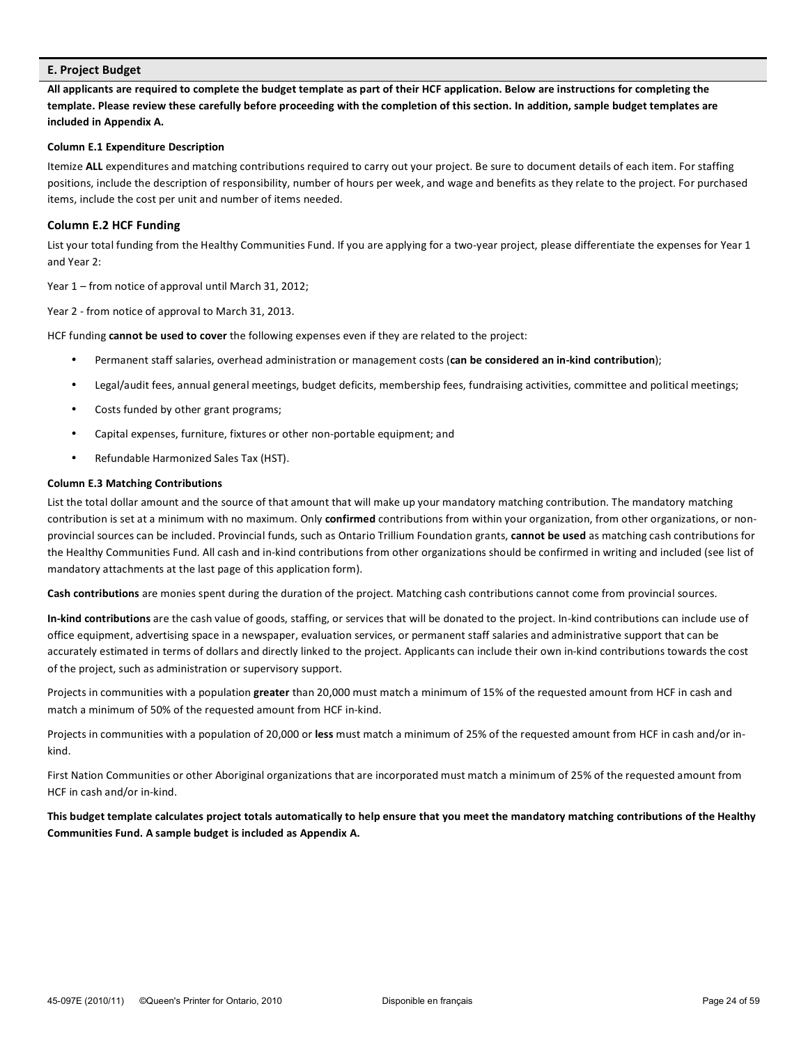## E. Project Budget

**All applicants are required to complete the budget template as part of their HCF application. Below are instructions for completing the template. Please review these carefully before proceeding with the completion of this section. In addition, sample budget templates are included in Appendix A.**

#### Column E.1 Expenditure Description

Itemize **ALL** expenditures and matching contributions required to carry out your project. Be sure to document details of each item. For staffing positions, include the description of responsibility, number of hours per week, and wage and benefits as they relate to the project. For purchased items, include the cost per unit and number of items needed.

### Column E.2 HCF Funding

List your total funding from the Healthy Communities Fund. If you are applying for a two-year project, please differentiate the expenses for Year 1 and Year 2:

Year 1 – from notice of approval until March 31, 2012;

Year 2 - from notice of approval to March 31, 2013.

HCF funding **cannot be used to cover** the following expenses even if they are related to the project:

- Permanent staff salaries, overhead administration or management costs (**can be considered an in-kind contribution**);
- Legal/audit fees, annual general meetings, budget deficits, membership fees, fundraising activities, committee and political meetings;
- Costs funded by other grant programs;
- Capital expenses, furniture, fixtures or other non-portable equipment; and
- Refundable Harmonized Sales Tax (HST).

#### Column E.3 Matching Contributions

List the total dollar amount and the source of that amount that will make up your mandatory matching contribution. The mandatory matching contribution is set at a minimum with no maximum. Only **confirmed** contributions from within your organization, from other organizations, or non-provincial sources can be included. Provincial funds, such as Ontario Trillium Foundation grants, **cannot be used** as matching cash contributions for the Healthy Communities Fund. All cash and in-kind contributions from other organizations should be confirmed in writing and included (see list of mandatory attachments at the last page of this application form).

**Cash contributions** are monies spent during the duration of the project. Matching cash contributions cannot come from provincial sources.

**In-kind contributions** are the cash value of goods, staffing, or services that will be donated to the project. In-kind contributions can include use of office equipment, advertising space in a newspaper, evaluation services, or permanent staff salaries and administrative support that can be accurately estimated in terms of dollars and directly linked to the project. Applicants can include their own in-kind contributions towards the cost of the project, such as administration or supervisory support.

Projects in communities with a population **greater** than 20,000 must match a minimum of 15% of the requested amount from HCF in cash and match a minimum of 50% of the requested amount from HCF in-kind.

Projects in communities with a population of 20,000 or **less** must match a minimum of 25% of the requested amount from HCF in cash and/or in-kind.

First Nation Communities or other Aboriginal organizations that are incorporated must match a minimum of 25% of the requested amount from HCF in cash and/or in-kind.

**This budget template calculates project totals automatically to help ensure that you meet the mandatory matching contributions of the Healthy Communities Fund. A sample budget is included as Appendix A.**